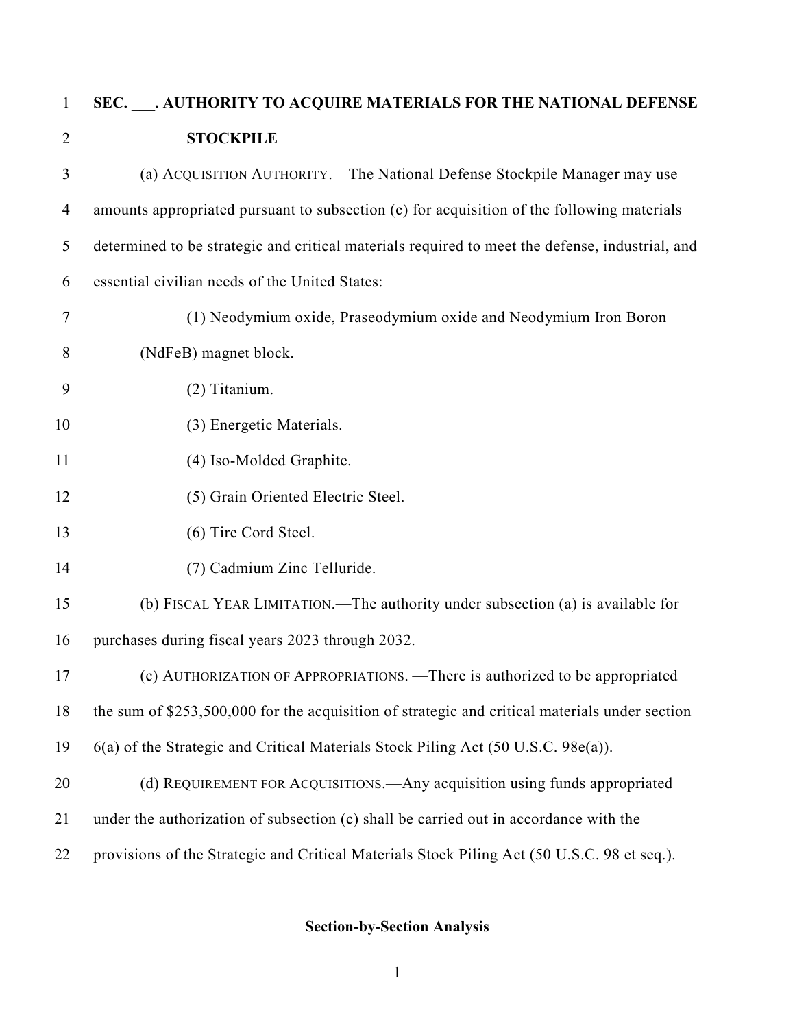**SEC. ___. AUTHORITY TO ACQUIRE MATERIALS FOR THE NATIONAL DEFENSE STOCKPILE**

(a) ACQUISITION AUTHORITY.—The National Defense Stockpile Manager may use amounts appropriated pursuant to subsection (c) for acquisition of the following materials determined to be strategic and critical materials required to meet the defense, industrial, and essential civilian needs of the United States:

(1) Neodymium oxide, Praseodymium oxide and Neodymium Iron Boron (NdFeB) magnet block.

(2) Titanium.

(3) Energetic Materials.

(4) Iso-Molded Graphite.

(5) Grain Oriented Electric Steel.

(6) Tire Cord Steel.

(7) Cadmium Zinc Telluride.

(b) FISCAL YEAR LIMITATION.—The authority under subsection (a) is available for purchases during fiscal years 2023 through 2032.

(c) AUTHORIZATION OF APPROPRIATIONS. —There is authorized to be appropriated the sum of $253,500,000 for the acquisition of strategic and critical materials under section 6(a) of the Strategic and Critical Materials Stock Piling Act (50 U.S.C. 98e(a)).

(d) REQUIREMENT FOR ACQUISITIONS.—Any acquisition using funds appropriated under the authorization of subsection (c) shall be carried out in accordance with the provisions of the Strategic and Critical Materials Stock Piling Act (50 U.S.C. 98 et seq.).

**Section-by-Section Analysis**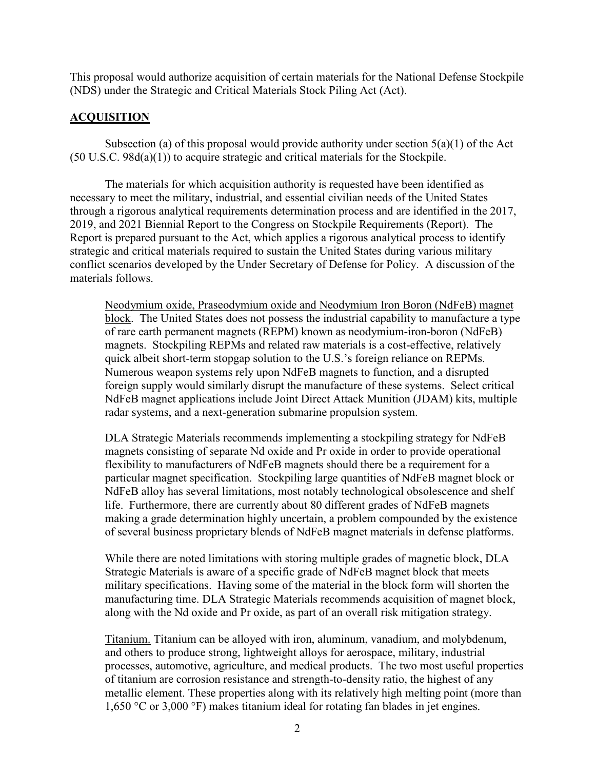This proposal would authorize acquisition of certain materials for the National Defense Stockpile (NDS) under the Strategic and Critical Materials Stock Piling Act (Act).

## ACQUISITION

Subsection (a) of this proposal would provide authority under section 5(a)(1) of the Act (50 U.S.C. 98d(a)(1)) to acquire strategic and critical materials for the Stockpile.

The materials for which acquisition authority is requested have been identified as necessary to meet the military, industrial, and essential civilian needs of the United States through a rigorous analytical requirements determination process and are identified in the 2017, 2019, and 2021 Biennial Report to the Congress on Stockpile Requirements (Report). The Report is prepared pursuant to the Act, which applies a rigorous analytical process to identify strategic and critical materials required to sustain the United States during various military conflict scenarios developed by the Under Secretary of Defense for Policy. A discussion of the materials follows.

Neodymium oxide, Praseodymium oxide and Neodymium Iron Boron (NdFeB) magnet block. The United States does not possess the industrial capability to manufacture a type of rare earth permanent magnets (REPM) known as neodymium-iron-boron (NdFeB) magnets. Stockpiling REPMs and related raw materials is a cost-effective, relatively quick albeit short-term stopgap solution to the U.S.'s foreign reliance on REPMs. Numerous weapon systems rely upon NdFeB magnets to function, and a disrupted foreign supply would similarly disrupt the manufacture of these systems. Select critical NdFeB magnet applications include Joint Direct Attack Munition (JDAM) kits, multiple radar systems, and a next-generation submarine propulsion system.

DLA Strategic Materials recommends implementing a stockpiling strategy for NdFeB magnets consisting of separate Nd oxide and Pr oxide in order to provide operational flexibility to manufacturers of NdFeB magnets should there be a requirement for a particular magnet specification. Stockpiling large quantities of NdFeB magnet block or NdFeB alloy has several limitations, most notably technological obsolescence and shelf life. Furthermore, there are currently about 80 different grades of NdFeB magnets making a grade determination highly uncertain, a problem compounded by the existence of several business proprietary blends of NdFeB magnet materials in defense platforms.

While there are noted limitations with storing multiple grades of magnetic block, DLA Strategic Materials is aware of a specific grade of NdFeB magnet block that meets military specifications. Having some of the material in the block form will shorten the manufacturing time. DLA Strategic Materials recommends acquisition of magnet block, along with the Nd oxide and Pr oxide, as part of an overall risk mitigation strategy.

Titanium. Titanium can be alloyed with iron, aluminum, vanadium, and molybdenum, and others to produce strong, lightweight alloys for aerospace, military, industrial processes, automotive, agriculture, and medical products. The two most useful properties of titanium are corrosion resistance and strength-to-density ratio, the highest of any metallic element. These properties along with its relatively high melting point (more than 1,650 °C or 3,000 °F) makes titanium ideal for rotating fan blades in jet engines.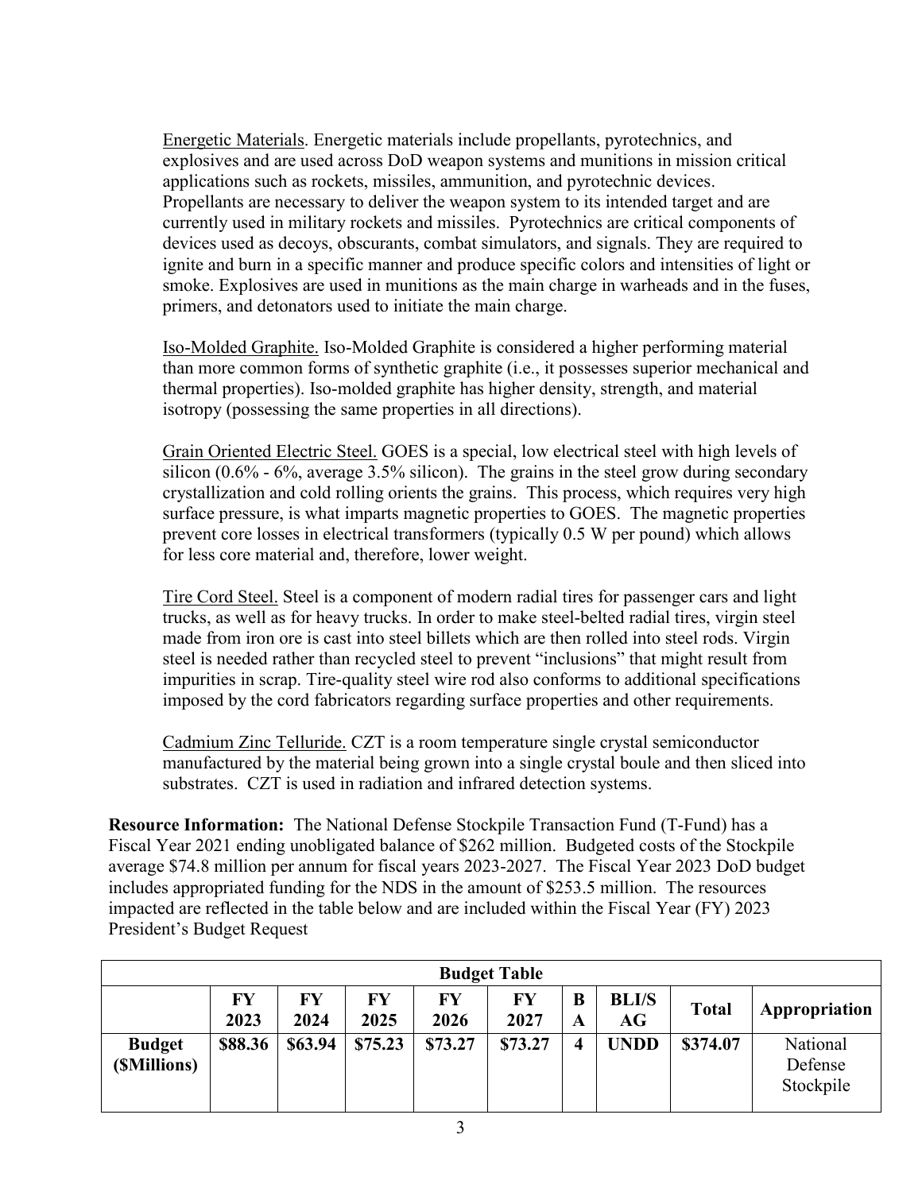Energetic Materials. Energetic materials include propellants, pyrotechnics, and explosives and are used across DoD weapon systems and munitions in mission critical applications such as rockets, missiles, ammunition, and pyrotechnic devices. Propellants are necessary to deliver the weapon system to its intended target and are currently used in military rockets and missiles. Pyrotechnics are critical components of devices used as decoys, obscurants, combat simulators, and signals. They are required to ignite and burn in a specific manner and produce specific colors and intensities of light or smoke. Explosives are used in munitions as the main charge in warheads and in the fuses, primers, and detonators used to initiate the main charge.

Iso-Molded Graphite. Iso-Molded Graphite is considered a higher performing material than more common forms of synthetic graphite (i.e., it possesses superior mechanical and thermal properties). Iso-molded graphite has higher density, strength, and material isotropy (possessing the same properties in all directions).

Grain Oriented Electric Steel. GOES is a special, low electrical steel with high levels of silicon (0.6% - 6%, average 3.5% silicon). The grains in the steel grow during secondary crystallization and cold rolling orients the grains. This process, which requires very high surface pressure, is what imparts magnetic properties to GOES. The magnetic properties prevent core losses in electrical transformers (typically 0.5 W per pound) which allows for less core material and, therefore, lower weight.

Tire Cord Steel. Steel is a component of modern radial tires for passenger cars and light trucks, as well as for heavy trucks. In order to make steel-belted radial tires, virgin steel made from iron ore is cast into steel billets which are then rolled into steel rods. Virgin steel is needed rather than recycled steel to prevent "inclusions" that might result from impurities in scrap. Tire-quality steel wire rod also conforms to additional specifications imposed by the cord fabricators regarding surface properties and other requirements.

Cadmium Zinc Telluride. CZT is a room temperature single crystal semiconductor manufactured by the material being grown into a single crystal boule and then sliced into substrates. CZT is used in radiation and infrared detection systems.

**Resource Information:** The National Defense Stockpile Transaction Fund (T-Fund) has a Fiscal Year 2021 ending unobligated balance of $262 million. Budgeted costs of the Stockpile average $74.8 million per annum for fiscal years 2023-2027. The Fiscal Year 2023 DoD budget includes appropriated funding for the NDS in the amount of $253.5 million. The resources impacted are reflected in the table below and are included within the Fiscal Year (FY) 2023 President's Budget Request

| Budget Table | | | | | | | | | |
|---|---|---|---|---|---|---|---|---|---|
| | **FY 2023** | **FY 2024** | **FY 2025** | **FY 2026** | **FY 2027** | **BA** | **BLI/SAG** | **Total** | **Appropriation** |
| **Budget ($Millions)** | **$88.36** | **$63.94** | **$75.23** | **$73.27** | **$73.27** | **4** | **UNDD** | **$374.07** | National Defense Stockpile |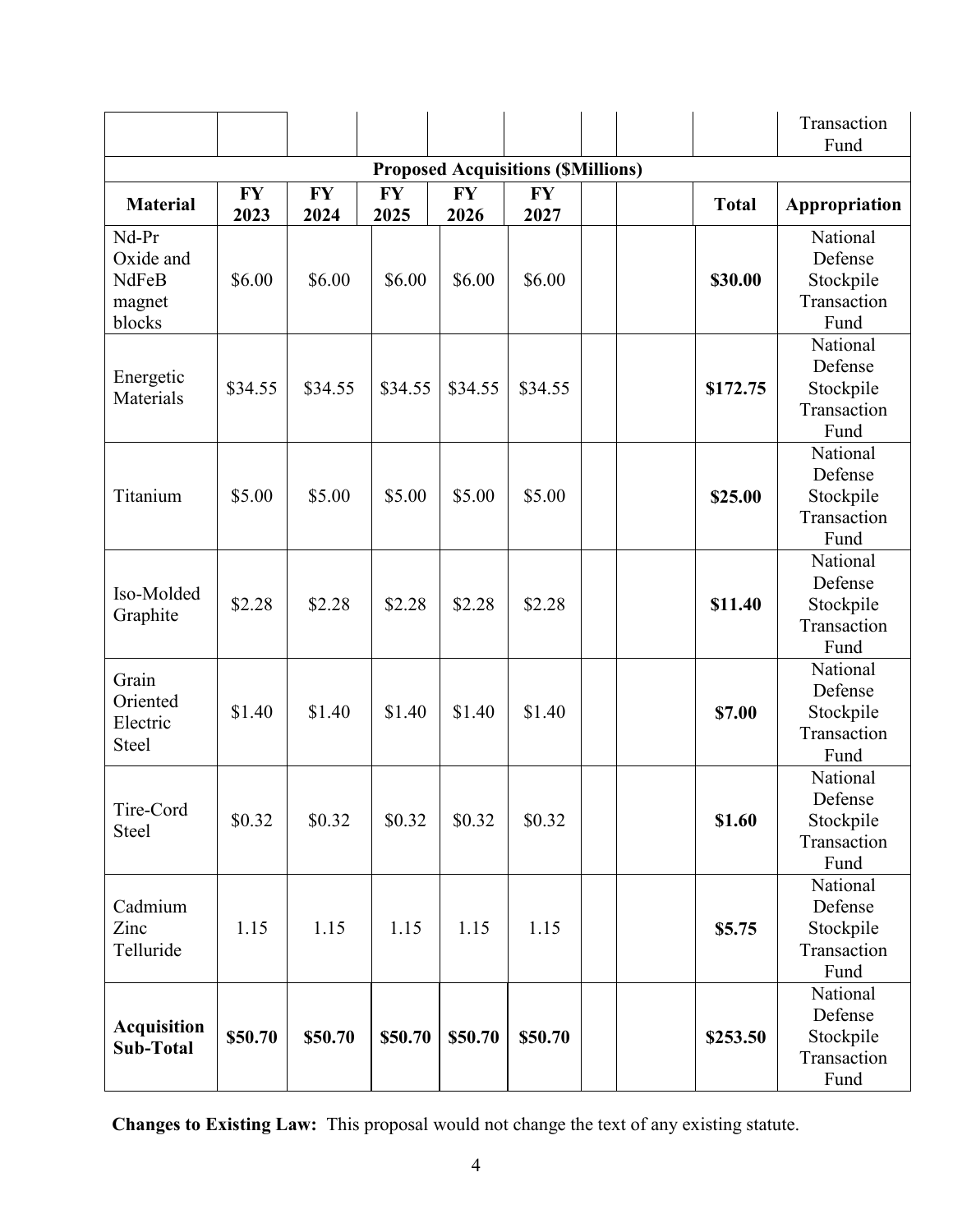| | | | | | | | | | Transaction Fund |
|---|---|---|---|---|---|---|---|---|---|
| **Proposed Acquisitions ($Millions)** | | | | | | | | | |
| **Material** | **FY 2023** | **FY 2024** | **FY 2025** | **FY 2026** | **FY 2027** | | | **Total** | **Appropriation** |
| Nd-Pr Oxide and NdFeB magnet blocks | $6.00 | $6.00 | $6.00 | $6.00 | $6.00 | | | **$30.00** | National Defense Stockpile Transaction Fund |
| Energetic Materials | $34.55 | $34.55 | $34.55 | $34.55 | $34.55 | | | **$172.75** | National Defense Stockpile Transaction Fund |
| Titanium | $5.00 | $5.00 | $5.00 | $5.00 | $5.00 | | | **$25.00** | National Defense Stockpile Transaction Fund |
| Iso-Molded Graphite | $2.28 | $2.28 | $2.28 | $2.28 | $2.28 | | | **$11.40** | National Defense Stockpile Transaction Fund |
| Grain Oriented Electric Steel | $1.40 | $1.40 | $1.40 | $1.40 | $1.40 | | | **$7.00** | National Defense Stockpile Transaction Fund |
| Tire-Cord Steel | $0.32 | $0.32 | $0.32 | $0.32 | $0.32 | | | **$1.60** | National Defense Stockpile Transaction Fund |
| Cadmium Zinc Telluride | 1.15 | 1.15 | 1.15 | 1.15 | 1.15 | | | **$5.75** | National Defense Stockpile Transaction Fund |
| **Acquisition Sub-Total** | **$50.70** | **$50.70** | **$50.70** | **$50.70** | **$50.70** | | | **$253.50** | National Defense Stockpile Transaction Fund |

**Changes to Existing Law:** This proposal would not change the text of any existing statute.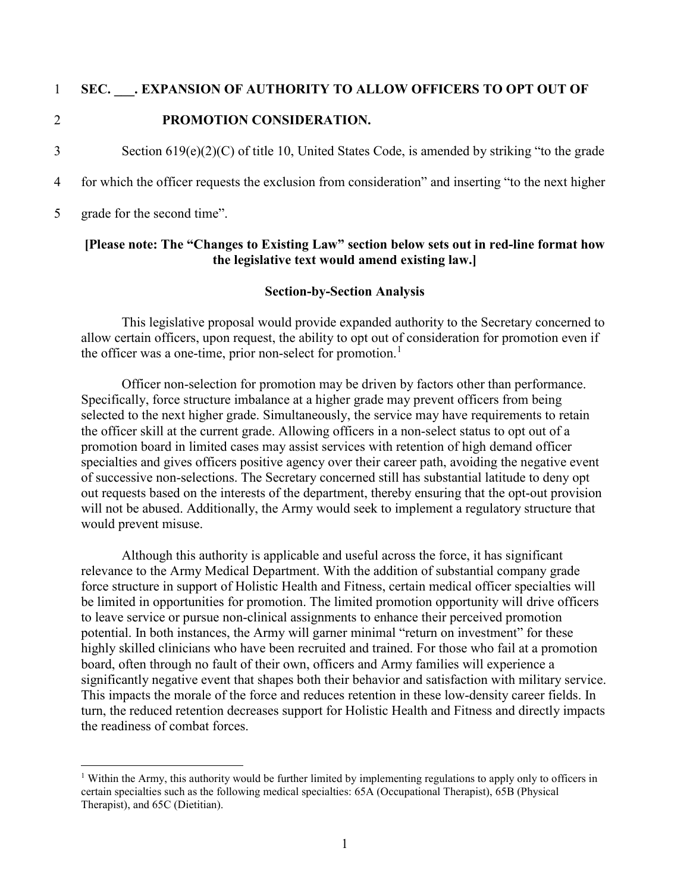**SEC. ___. EXPANSION OF AUTHORITY TO ALLOW OFFICERS TO OPT OUT OF PROMOTION CONSIDERATION.**

Section 619(e)(2)(C) of title 10, United States Code, is amended by striking "to the grade for which the officer requests the exclusion from consideration" and inserting "to the next higher grade for the second time".

**[Please note: The "Changes to Existing Law" section below sets out in red-line format how the legislative text would amend existing law.]**

**Section-by-Section Analysis**

This legislative proposal would provide expanded authority to the Secretary concerned to allow certain officers, upon request, the ability to opt out of consideration for promotion even if the officer was a one-time, prior non-select for promotion.[1]

Officer non-selection for promotion may be driven by factors other than performance. Specifically, force structure imbalance at a higher grade may prevent officers from being selected to the next higher grade. Simultaneously, the service may have requirements to retain the officer skill at the current grade. Allowing officers in a non-select status to opt out of a promotion board in limited cases may assist services with retention of high demand officer specialties and gives officers positive agency over their career path, avoiding the negative event of successive non-selections. The Secretary concerned still has substantial latitude to deny opt out requests based on the interests of the department, thereby ensuring that the opt-out provision will not be abused. Additionally, the Army would seek to implement a regulatory structure that would prevent misuse.

Although this authority is applicable and useful across the force, it has significant relevance to the Army Medical Department. With the addition of substantial company grade force structure in support of Holistic Health and Fitness, certain medical officer specialties will be limited in opportunities for promotion. The limited promotion opportunity will drive officers to leave service or pursue non-clinical assignments to enhance their perceived promotion potential. In both instances, the Army will garner minimal "return on investment" for these highly skilled clinicians who have been recruited and trained. For those who fail at a promotion board, often through no fault of their own, officers and Army families will experience a significantly negative event that shapes both their behavior and satisfaction with military service. This impacts the morale of the force and reduces retention in these low-density career fields. In turn, the reduced retention decreases support for Holistic Health and Fitness and directly impacts the readiness of combat forces.

[1] Within the Army, this authority would be further limited by implementing regulations to apply only to officers in certain specialties such as the following medical specialties: 65A (Occupational Therapist), 65B (Physical Therapist), and 65C (Dietitian).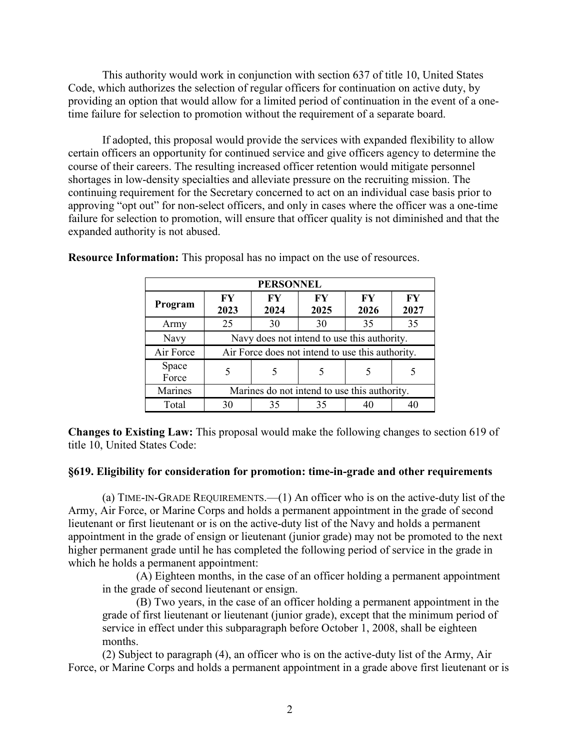This authority would work in conjunction with section 637 of title 10, United States Code, which authorizes the selection of regular officers for continuation on active duty, by providing an option that would allow for a limited period of continuation in the event of a one-time failure for selection to promotion without the requirement of a separate board.

If adopted, this proposal would provide the services with expanded flexibility to allow certain officers an opportunity for continued service and give officers agency to determine the course of their careers. The resulting increased officer retention would mitigate personnel shortages in low-density specialties and alleviate pressure on the recruiting mission. The continuing requirement for the Secretary concerned to act on an individual case basis prior to approving "opt out" for non-select officers, and only in cases where the officer was a one-time failure for selection to promotion, will ensure that officer quality is not diminished and that the expanded authority is not abused.

**Resource Information:** This proposal has no impact on the use of resources.

| PERSONNEL | | | | | |
|---|---|---|---|---|---|
| **Program** | **FY 2023** | **FY 2024** | **FY 2025** | **FY 2026** | **FY 2027** |
| Army | 25 | 30 | 30 | 35 | 35 |
| Navy | Navy does not intend to use this authority. | | | | |
| Air Force | Air Force does not intend to use this authority. | | | | |
| Space Force | 5 | 5 | 5 | 5 | 5 |
| Marines | Marines do not intend to use this authority. | | | | |
| Total | 30 | 35 | 35 | 40 | 40 |

**Changes to Existing Law:** This proposal would make the following changes to section 619 of title 10, United States Code:

### §619. Eligibility for consideration for promotion: time-in-grade and other requirements

(a) TIME-IN-GRADE REQUIREMENTS.—(1) An officer who is on the active-duty list of the Army, Air Force, or Marine Corps and holds a permanent appointment in the grade of second lieutenant or first lieutenant or is on the active-duty list of the Navy and holds a permanent appointment in the grade of ensign or lieutenant (junior grade) may not be promoted to the next higher permanent grade until he has completed the following period of service in the grade in which he holds a permanent appointment:

(A) Eighteen months, in the case of an officer holding a permanent appointment in the grade of second lieutenant or ensign.

(B) Two years, in the case of an officer holding a permanent appointment in the grade of first lieutenant or lieutenant (junior grade), except that the minimum period of service in effect under this subparagraph before October 1, 2008, shall be eighteen months.

(2) Subject to paragraph (4), an officer who is on the active-duty list of the Army, Air Force, or Marine Corps and holds a permanent appointment in a grade above first lieutenant or is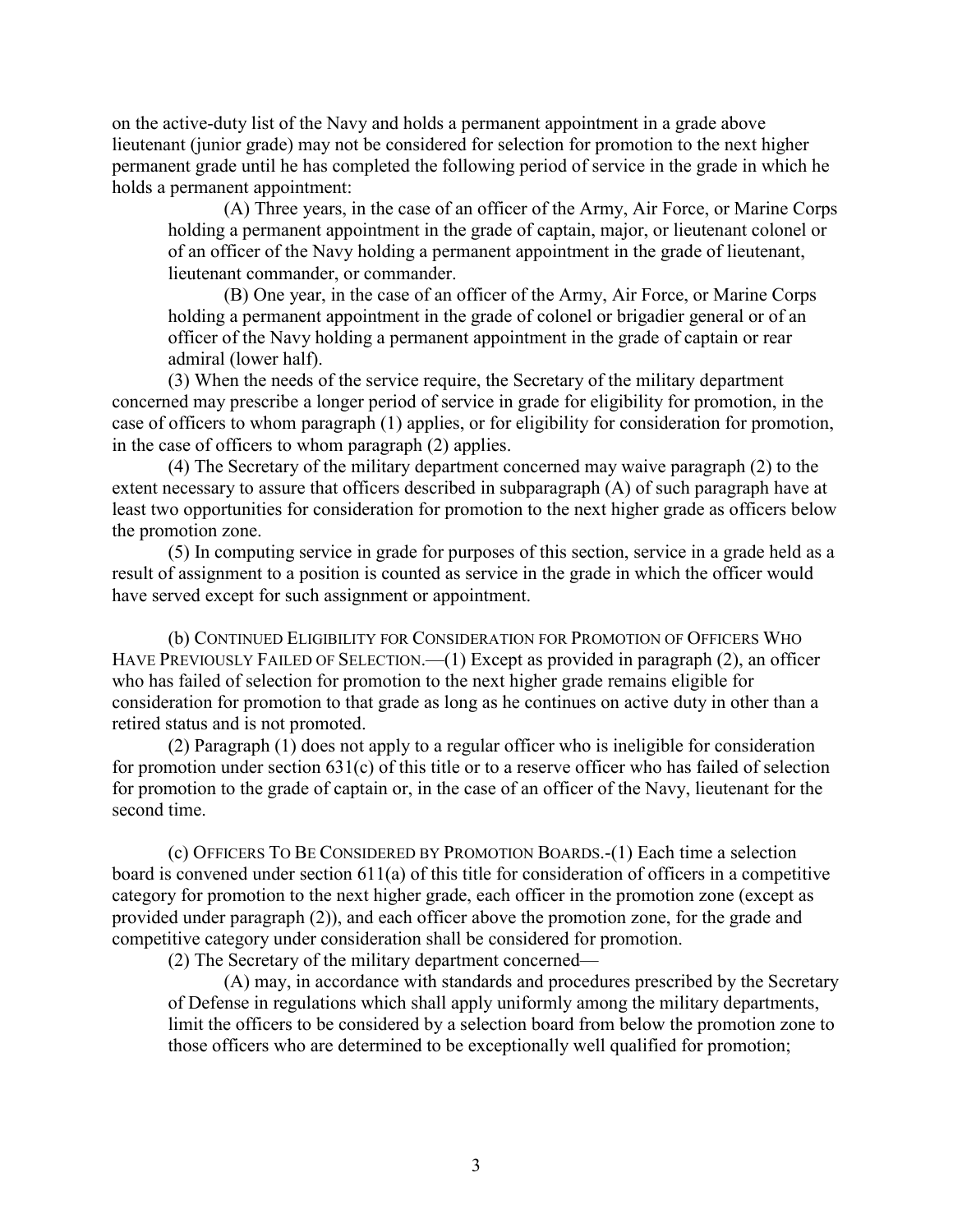on the active-duty list of the Navy and holds a permanent appointment in a grade above lieutenant (junior grade) may not be considered for selection for promotion to the next higher permanent grade until he has completed the following period of service in the grade in which he holds a permanent appointment:

(A) Three years, in the case of an officer of the Army, Air Force, or Marine Corps holding a permanent appointment in the grade of captain, major, or lieutenant colonel or of an officer of the Navy holding a permanent appointment in the grade of lieutenant, lieutenant commander, or commander.

(B) One year, in the case of an officer of the Army, Air Force, or Marine Corps holding a permanent appointment in the grade of colonel or brigadier general or of an officer of the Navy holding a permanent appointment in the grade of captain or rear admiral (lower half).

(3) When the needs of the service require, the Secretary of the military department concerned may prescribe a longer period of service in grade for eligibility for promotion, in the case of officers to whom paragraph (1) applies, or for eligibility for consideration for promotion, in the case of officers to whom paragraph (2) applies.

(4) The Secretary of the military department concerned may waive paragraph (2) to the extent necessary to assure that officers described in subparagraph (A) of such paragraph have at least two opportunities for consideration for promotion to the next higher grade as officers below the promotion zone.

(5) In computing service in grade for purposes of this section, service in a grade held as a result of assignment to a position is counted as service in the grade in which the officer would have served except for such assignment or appointment.

(b) CONTINUED ELIGIBILITY FOR CONSIDERATION FOR PROMOTION OF OFFICERS WHO HAVE PREVIOUSLY FAILED OF SELECTION.—(1) Except as provided in paragraph (2), an officer who has failed of selection for promotion to the next higher grade remains eligible for consideration for promotion to that grade as long as he continues on active duty in other than a retired status and is not promoted.

(2) Paragraph (1) does not apply to a regular officer who is ineligible for consideration for promotion under section 631(c) of this title or to a reserve officer who has failed of selection for promotion to the grade of captain or, in the case of an officer of the Navy, lieutenant for the second time.

(c) OFFICERS TO BE CONSIDERED BY PROMOTION BOARDS.-(1) Each time a selection board is convened under section 611(a) of this title for consideration of officers in a competitive category for promotion to the next higher grade, each officer in the promotion zone (except as provided under paragraph (2)), and each officer above the promotion zone, for the grade and competitive category under consideration shall be considered for promotion.

(2) The Secretary of the military department concerned—

(A) may, in accordance with standards and procedures prescribed by the Secretary of Defense in regulations which shall apply uniformly among the military departments, limit the officers to be considered by a selection board from below the promotion zone to those officers who are determined to be exceptionally well qualified for promotion;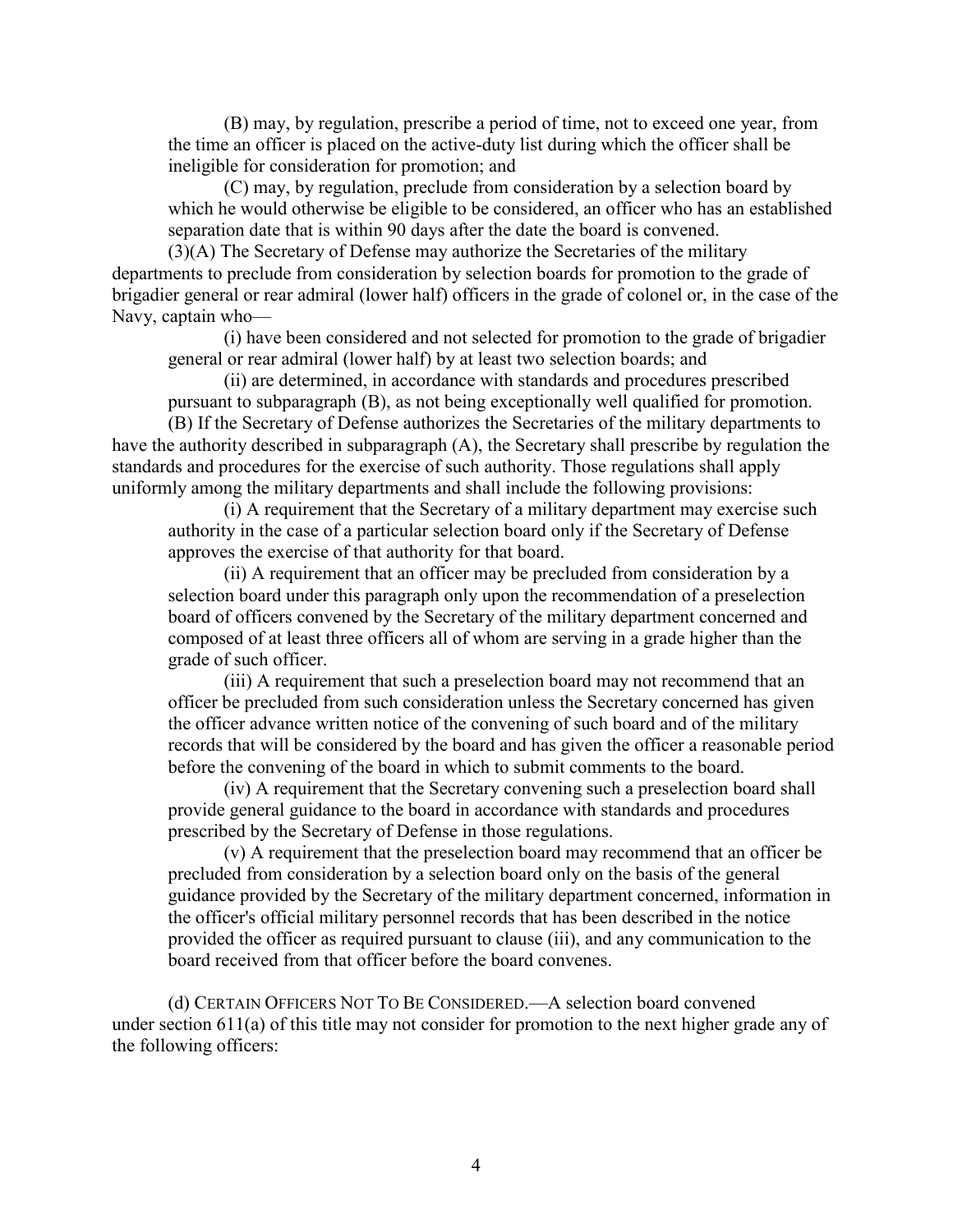(B) may, by regulation, prescribe a period of time, not to exceed one year, from the time an officer is placed on the active-duty list during which the officer shall be ineligible for consideration for promotion; and

(C) may, by regulation, preclude from consideration by a selection board by which he would otherwise be eligible to be considered, an officer who has an established separation date that is within 90 days after the date the board is convened.

(3)(A) The Secretary of Defense may authorize the Secretaries of the military departments to preclude from consideration by selection boards for promotion to the grade of brigadier general or rear admiral (lower half) officers in the grade of colonel or, in the case of the Navy, captain who—

(i) have been considered and not selected for promotion to the grade of brigadier general or rear admiral (lower half) by at least two selection boards; and

(ii) are determined, in accordance with standards and procedures prescribed pursuant to subparagraph (B), as not being exceptionally well qualified for promotion.

(B) If the Secretary of Defense authorizes the Secretaries of the military departments to have the authority described in subparagraph (A), the Secretary shall prescribe by regulation the standards and procedures for the exercise of such authority. Those regulations shall apply uniformly among the military departments and shall include the following provisions:

(i) A requirement that the Secretary of a military department may exercise such authority in the case of a particular selection board only if the Secretary of Defense approves the exercise of that authority for that board.

(ii) A requirement that an officer may be precluded from consideration by a selection board under this paragraph only upon the recommendation of a preselection board of officers convened by the Secretary of the military department concerned and composed of at least three officers all of whom are serving in a grade higher than the grade of such officer.

(iii) A requirement that such a preselection board may not recommend that an officer be precluded from such consideration unless the Secretary concerned has given the officer advance written notice of the convening of such board and of the military records that will be considered by the board and has given the officer a reasonable period before the convening of the board in which to submit comments to the board.

(iv) A requirement that the Secretary convening such a preselection board shall provide general guidance to the board in accordance with standards and procedures prescribed by the Secretary of Defense in those regulations.

(v) A requirement that the preselection board may recommend that an officer be precluded from consideration by a selection board only on the basis of the general guidance provided by the Secretary of the military department concerned, information in the officer's official military personnel records that has been described in the notice provided the officer as required pursuant to clause (iii), and any communication to the board received from that officer before the board convenes.

(d) CERTAIN OFFICERS NOT TO BE CONSIDERED.—A selection board convened under section 611(a) of this title may not consider for promotion to the next higher grade any of the following officers: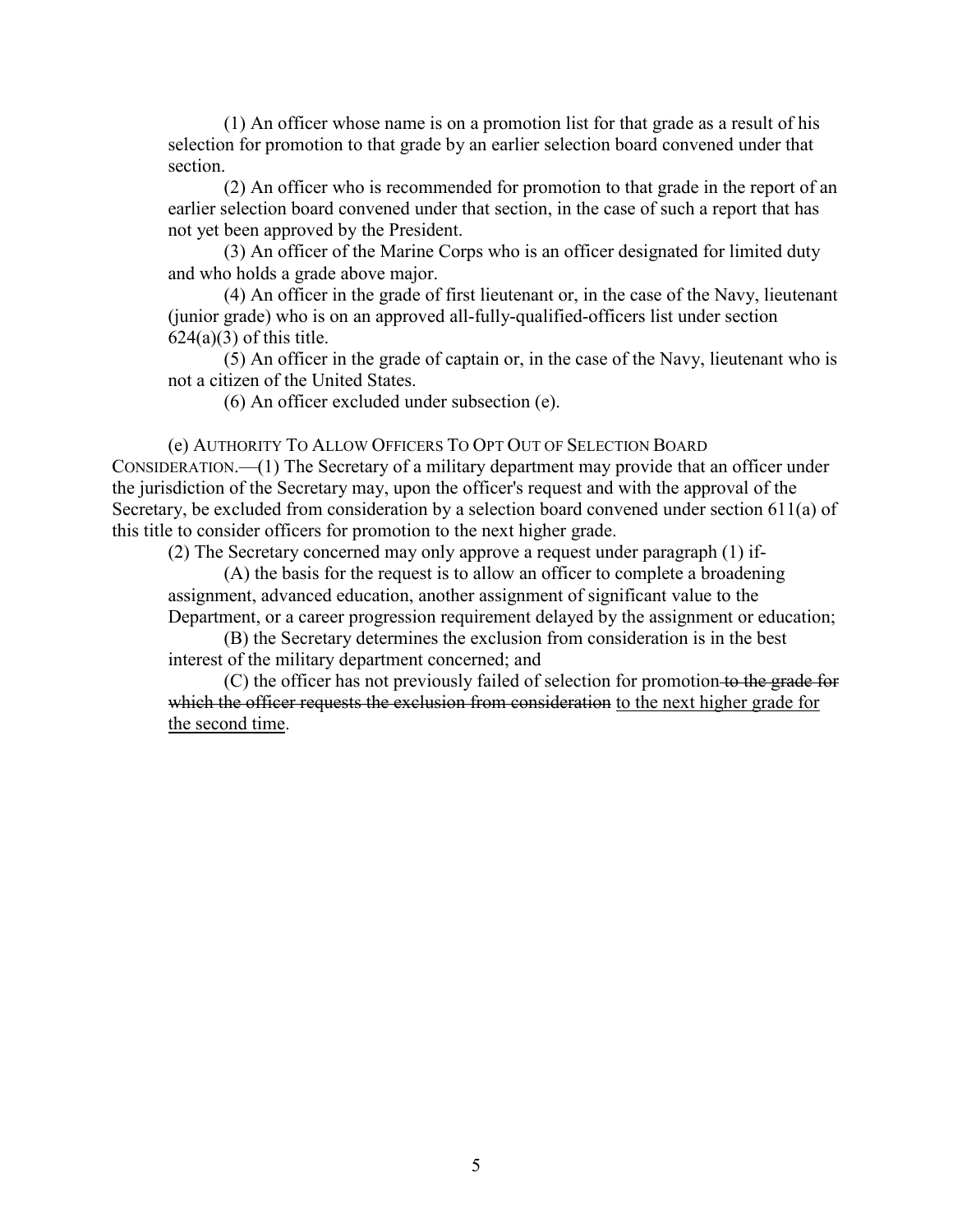(1) An officer whose name is on a promotion list for that grade as a result of his selection for promotion to that grade by an earlier selection board convened under that section.

(2) An officer who is recommended for promotion to that grade in the report of an earlier selection board convened under that section, in the case of such a report that has not yet been approved by the President.

(3) An officer of the Marine Corps who is an officer designated for limited duty and who holds a grade above major.

(4) An officer in the grade of first lieutenant or, in the case of the Navy, lieutenant (junior grade) who is on an approved all-fully-qualified-officers list under section 624(a)(3) of this title.

(5) An officer in the grade of captain or, in the case of the Navy, lieutenant who is not a citizen of the United States.

(6) An officer excluded under subsection (e).

(e) AUTHORITY TO ALLOW OFFICERS TO OPT OUT OF SELECTION BOARD CONSIDERATION.—(1) The Secretary of a military department may provide that an officer under the jurisdiction of the Secretary may, upon the officer's request and with the approval of the Secretary, be excluded from consideration by a selection board convened under section 611(a) of this title to consider officers for promotion to the next higher grade.

(2) The Secretary concerned may only approve a request under paragraph (1) if-

(A) the basis for the request is to allow an officer to complete a broadening assignment, advanced education, another assignment of significant value to the Department, or a career progression requirement delayed by the assignment or education;

(B) the Secretary determines the exclusion from consideration is in the best interest of the military department concerned; and

(C) the officer has not previously failed of selection for promotion ~~to the grade for which the officer requests the exclusion from consideration~~ <u>to the next higher grade for the second time</u>.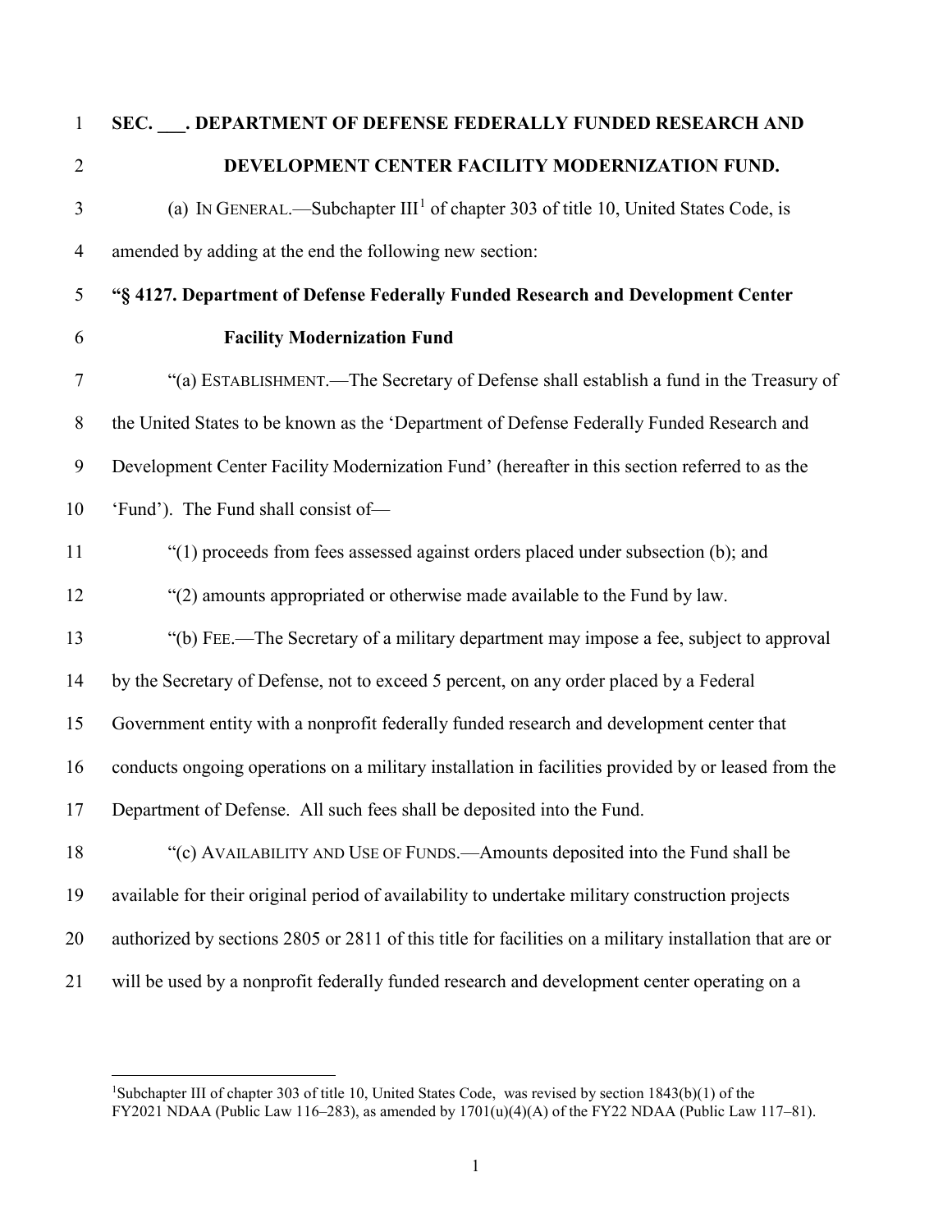**SEC. \_\_\_. DEPARTMENT OF DEFENSE FEDERALLY FUNDED RESEARCH AND DEVELOPMENT CENTER FACILITY MODERNIZATION FUND.**

(a) IN GENERAL.—Subchapter III[1] of chapter 303 of title 10, United States Code, is amended by adding at the end the following new section:

**"§ 4127. Department of Defense Federally Funded Research and Development Center Facility Modernization Fund**

"(a) ESTABLISHMENT.—The Secretary of Defense shall establish a fund in the Treasury of the United States to be known as the 'Department of Defense Federally Funded Research and Development Center Facility Modernization Fund' (hereafter in this section referred to as the 'Fund'). The Fund shall consist of—

"(1) proceeds from fees assessed against orders placed under subsection (b); and

"(2) amounts appropriated or otherwise made available to the Fund by law.

"(b) FEE.—The Secretary of a military department may impose a fee, subject to approval by the Secretary of Defense, not to exceed 5 percent, on any order placed by a Federal Government entity with a nonprofit federally funded research and development center that conducts ongoing operations on a military installation in facilities provided by or leased from the Department of Defense. All such fees shall be deposited into the Fund.

"(c) AVAILABILITY AND USE OF FUNDS.—Amounts deposited into the Fund shall be available for their original period of availability to undertake military construction projects authorized by sections 2805 or 2811 of this title for facilities on a military installation that are or will be used by a nonprofit federally funded research and development center operating on a

[1]Subchapter III of chapter 303 of title 10, United States Code, was revised by section 1843(b)(1) of the FY2021 NDAA (Public Law 116–283), as amended by 1701(u)(4)(A) of the FY22 NDAA (Public Law 117–81).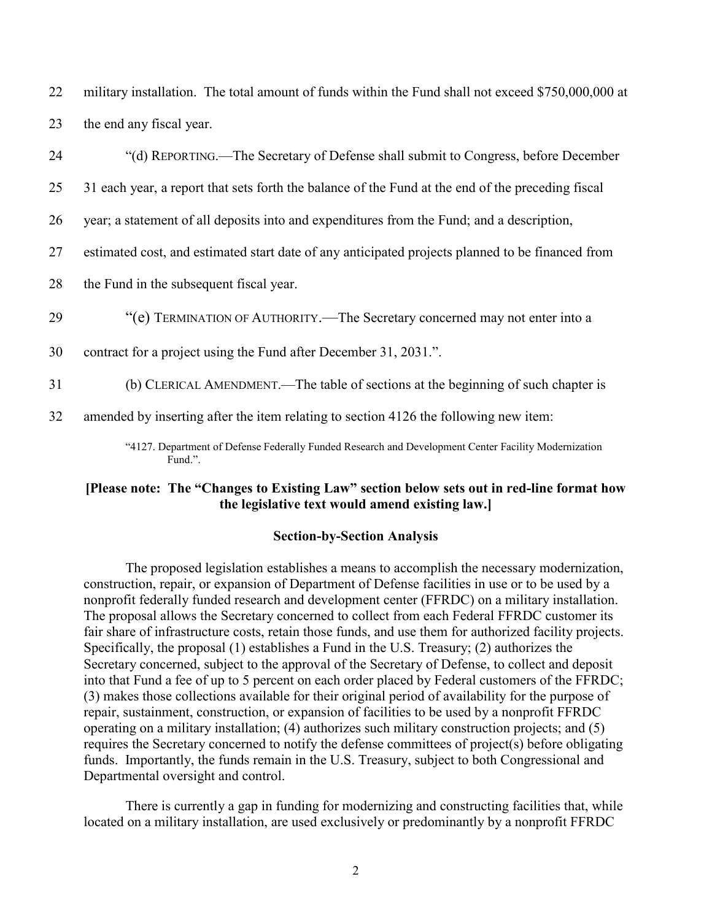22 military installation. The total amount of funds within the Fund shall not exceed $750,000,000 at

23 the end any fiscal year.

24 "(d) REPORTING.—The Secretary of Defense shall submit to Congress, before December

25 31 each year, a report that sets forth the balance of the Fund at the end of the preceding fiscal

26 year; a statement of all deposits into and expenditures from the Fund; and a description,

27 estimated cost, and estimated start date of any anticipated projects planned to be financed from

28 the Fund in the subsequent fiscal year.

29 "(e) TERMINATION OF AUTHORITY.—The Secretary concerned may not enter into a

30 contract for a project using the Fund after December 31, 2031.".

31 (b) CLERICAL AMENDMENT.—The table of sections at the beginning of such chapter is

32 amended by inserting after the item relating to section 4126 the following new item:

> "4127. Department of Defense Federally Funded Research and Development Center Facility Modernization Fund.".

**[Please note: The "Changes to Existing Law" section below sets out in red-line format how the legislative text would amend existing law.]**

**Section-by-Section Analysis**

The proposed legislation establishes a means to accomplish the necessary modernization, construction, repair, or expansion of Department of Defense facilities in use or to be used by a nonprofit federally funded research and development center (FFRDC) on a military installation. The proposal allows the Secretary concerned to collect from each Federal FFRDC customer its fair share of infrastructure costs, retain those funds, and use them for authorized facility projects. Specifically, the proposal (1) establishes a Fund in the U.S. Treasury; (2) authorizes the Secretary concerned, subject to the approval of the Secretary of Defense, to collect and deposit into that Fund a fee of up to 5 percent on each order placed by Federal customers of the FFRDC; (3) makes those collections available for their original period of availability for the purpose of repair, sustainment, construction, or expansion of facilities to be used by a nonprofit FFRDC operating on a military installation; (4) authorizes such military construction projects; and (5) requires the Secretary concerned to notify the defense committees of project(s) before obligating funds. Importantly, the funds remain in the U.S. Treasury, subject to both Congressional and Departmental oversight and control.

There is currently a gap in funding for modernizing and constructing facilities that, while located on a military installation, are used exclusively or predominantly by a nonprofit FFRDC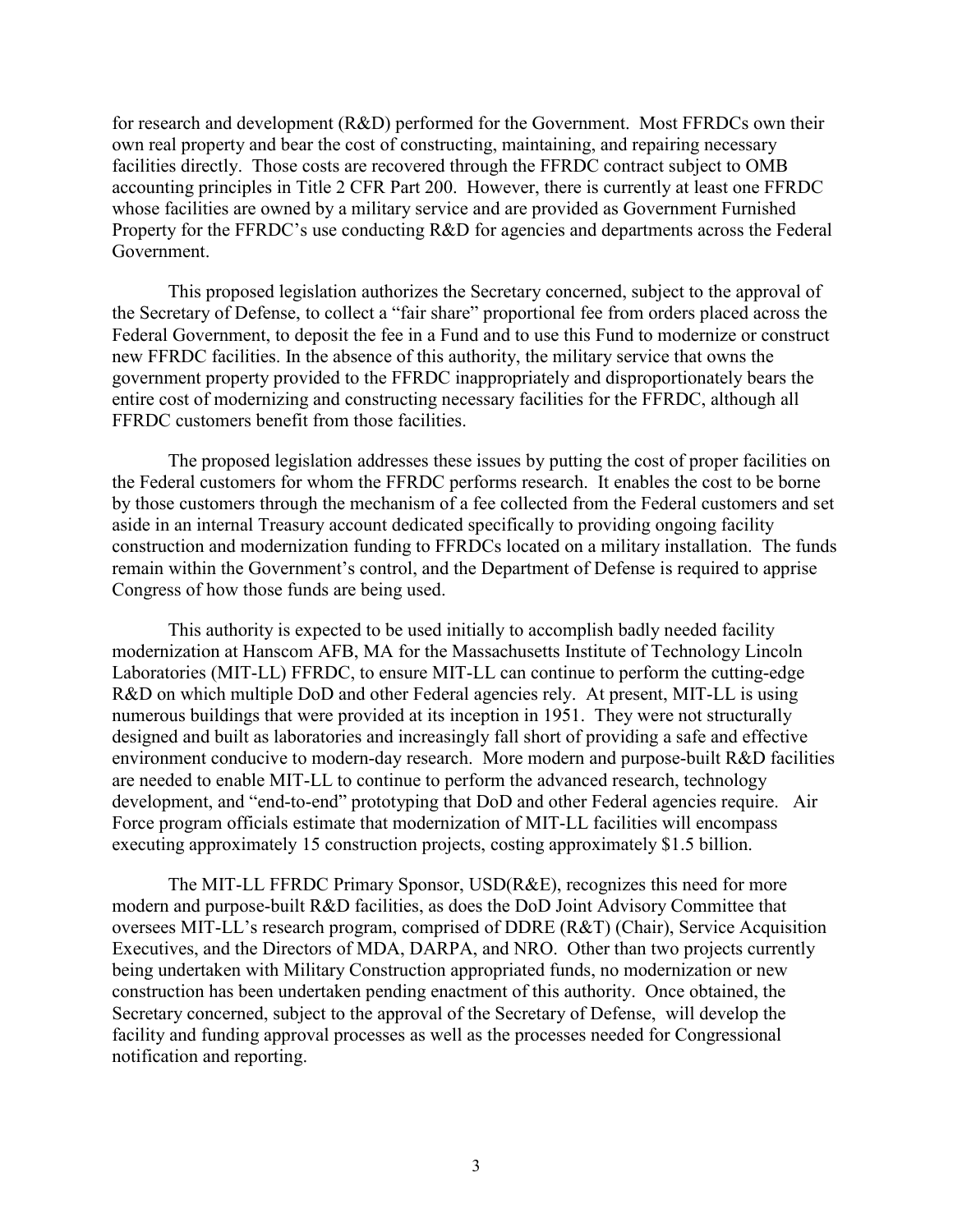for research and development (R&D) performed for the Government. Most FFRDCs own their own real property and bear the cost of constructing, maintaining, and repairing necessary facilities directly. Those costs are recovered through the FFRDC contract subject to OMB accounting principles in Title 2 CFR Part 200. However, there is currently at least one FFRDC whose facilities are owned by a military service and are provided as Government Furnished Property for the FFRDC's use conducting R&D for agencies and departments across the Federal Government.

This proposed legislation authorizes the Secretary concerned, subject to the approval of the Secretary of Defense, to collect a "fair share" proportional fee from orders placed across the Federal Government, to deposit the fee in a Fund and to use this Fund to modernize or construct new FFRDC facilities. In the absence of this authority, the military service that owns the government property provided to the FFRDC inappropriately and disproportionately bears the entire cost of modernizing and constructing necessary facilities for the FFRDC, although all FFRDC customers benefit from those facilities.

The proposed legislation addresses these issues by putting the cost of proper facilities on the Federal customers for whom the FFRDC performs research. It enables the cost to be borne by those customers through the mechanism of a fee collected from the Federal customers and set aside in an internal Treasury account dedicated specifically to providing ongoing facility construction and modernization funding to FFRDCs located on a military installation. The funds remain within the Government's control, and the Department of Defense is required to apprise Congress of how those funds are being used.

This authority is expected to be used initially to accomplish badly needed facility modernization at Hanscom AFB, MA for the Massachusetts Institute of Technology Lincoln Laboratories (MIT-LL) FFRDC, to ensure MIT-LL can continue to perform the cutting-edge R&D on which multiple DoD and other Federal agencies rely. At present, MIT-LL is using numerous buildings that were provided at its inception in 1951. They were not structurally designed and built as laboratories and increasingly fall short of providing a safe and effective environment conducive to modern-day research. More modern and purpose-built R&D facilities are needed to enable MIT-LL to continue to perform the advanced research, technology development, and "end-to-end" prototyping that DoD and other Federal agencies require. Air Force program officials estimate that modernization of MIT-LL facilities will encompass executing approximately 15 construction projects, costing approximately $1.5 billion.

The MIT-LL FFRDC Primary Sponsor, USD(R&E), recognizes this need for more modern and purpose-built R&D facilities, as does the DoD Joint Advisory Committee that oversees MIT-LL's research program, comprised of DDRE (R&T) (Chair), Service Acquisition Executives, and the Directors of MDA, DARPA, and NRO. Other than two projects currently being undertaken with Military Construction appropriated funds, no modernization or new construction has been undertaken pending enactment of this authority. Once obtained, the Secretary concerned, subject to the approval of the Secretary of Defense, will develop the facility and funding approval processes as well as the processes needed for Congressional notification and reporting.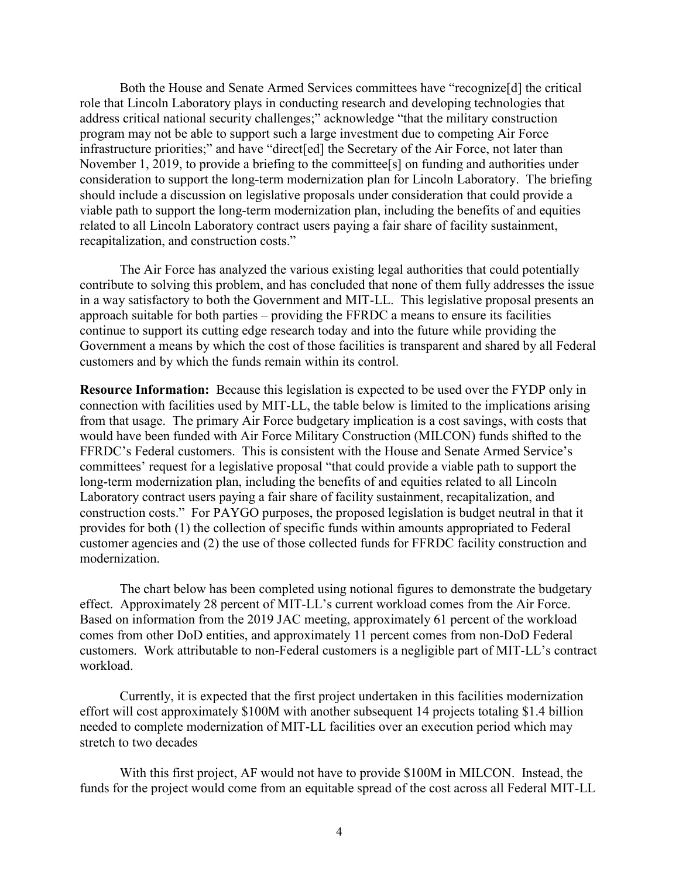Both the House and Senate Armed Services committees have "recognize[d] the critical role that Lincoln Laboratory plays in conducting research and developing technologies that address critical national security challenges;" acknowledge "that the military construction program may not be able to support such a large investment due to competing Air Force infrastructure priorities;" and have "direct[ed] the Secretary of the Air Force, not later than November 1, 2019, to provide a briefing to the committee[s] on funding and authorities under consideration to support the long-term modernization plan for Lincoln Laboratory. The briefing should include a discussion on legislative proposals under consideration that could provide a viable path to support the long-term modernization plan, including the benefits of and equities related to all Lincoln Laboratory contract users paying a fair share of facility sustainment, recapitalization, and construction costs."

The Air Force has analyzed the various existing legal authorities that could potentially contribute to solving this problem, and has concluded that none of them fully addresses the issue in a way satisfactory to both the Government and MIT-LL. This legislative proposal presents an approach suitable for both parties – providing the FFRDC a means to ensure its facilities continue to support its cutting edge research today and into the future while providing the Government a means by which the cost of those facilities is transparent and shared by all Federal customers and by which the funds remain within its control.

**Resource Information:** Because this legislation is expected to be used over the FYDP only in connection with facilities used by MIT-LL, the table below is limited to the implications arising from that usage. The primary Air Force budgetary implication is a cost savings, with costs that would have been funded with Air Force Military Construction (MILCON) funds shifted to the FFRDC's Federal customers. This is consistent with the House and Senate Armed Service's committees' request for a legislative proposal "that could provide a viable path to support the long-term modernization plan, including the benefits of and equities related to all Lincoln Laboratory contract users paying a fair share of facility sustainment, recapitalization, and construction costs." For PAYGO purposes, the proposed legislation is budget neutral in that it provides for both (1) the collection of specific funds within amounts appropriated to Federal customer agencies and (2) the use of those collected funds for FFRDC facility construction and modernization.

The chart below has been completed using notional figures to demonstrate the budgetary effect. Approximately 28 percent of MIT-LL's current workload comes from the Air Force. Based on information from the 2019 JAC meeting, approximately 61 percent of the workload comes from other DoD entities, and approximately 11 percent comes from non-DoD Federal customers. Work attributable to non-Federal customers is a negligible part of MIT-LL's contract workload.

Currently, it is expected that the first project undertaken in this facilities modernization effort will cost approximately $100M with another subsequent 14 projects totaling $1.4 billion needed to complete modernization of MIT-LL facilities over an execution period which may stretch to two decades

With this first project, AF would not have to provide $100M in MILCON. Instead, the funds for the project would come from an equitable spread of the cost across all Federal MIT-LL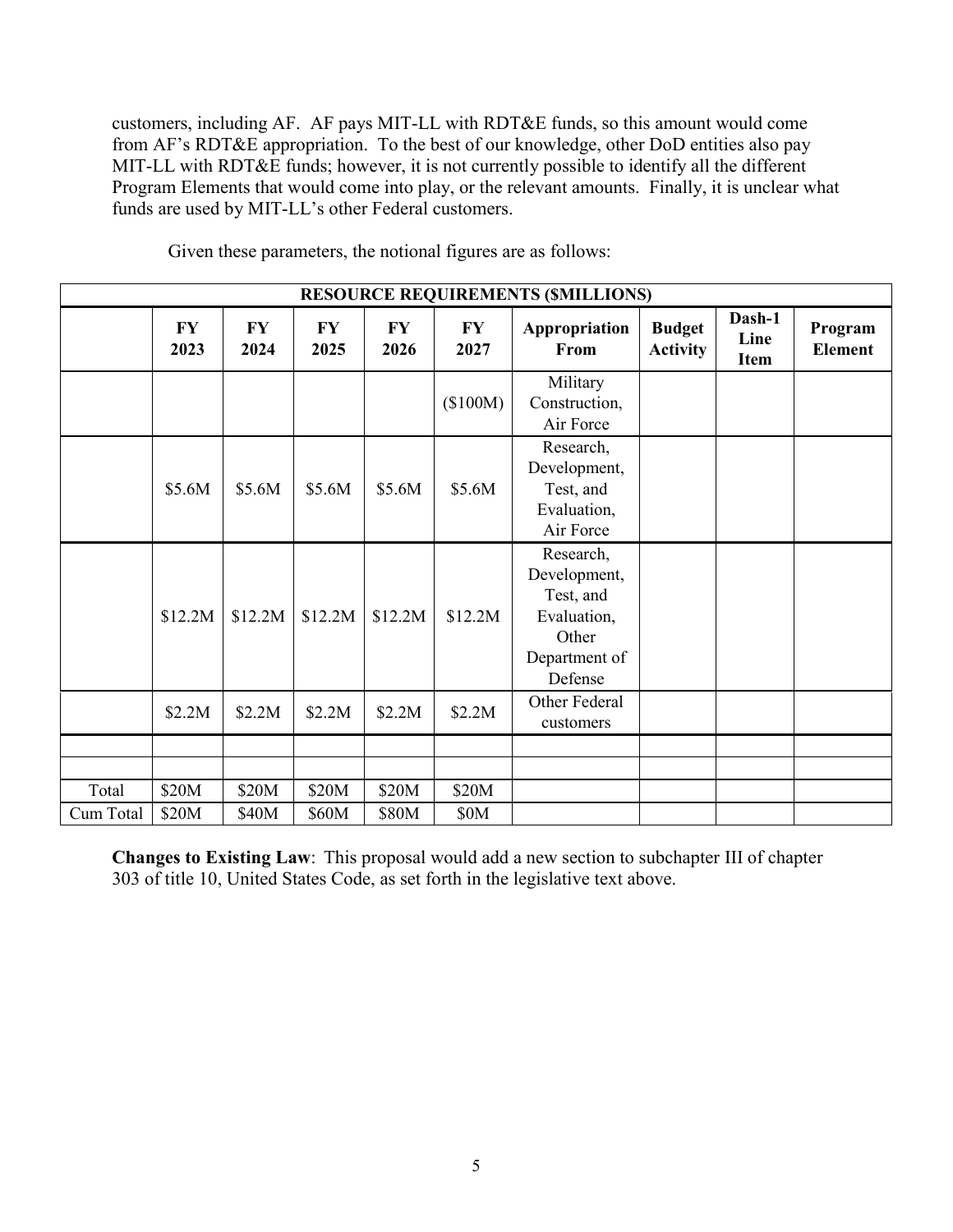customers, including AF. AF pays MIT-LL with RDT&E funds, so this amount would come from AF's RDT&E appropriation. To the best of our knowledge, other DoD entities also pay MIT-LL with RDT&E funds; however, it is not currently possible to identify all the different Program Elements that would come into play, or the relevant amounts. Finally, it is unclear what funds are used by MIT-LL's other Federal customers.

Given these parameters, the notional figures are as follows:

| RESOURCE REQUIREMENTS ($MILLIONS) | | | | | | | | | |
|---|---|---|---|---|---|---|---|---|---|
| | **FY 2023** | **FY 2024** | **FY 2025** | **FY 2026** | **FY 2027** | **Appropriation From** | **Budget Activity** | **Dash-1 Line Item** | **Program Element** |
| | | | | | ($100M) | Military Construction, Air Force | | | |
| | $5.6M | $5.6M | $5.6M | $5.6M | $5.6M | Research, Development, Test, and Evaluation, Air Force | | | |
| | $12.2M | $12.2M | $12.2M | $12.2M | $12.2M | Research, Development, Test, and Evaluation, Other Department of Defense | | | |
| | $2.2M | $2.2M | $2.2M | $2.2M | $2.2M | Other Federal customers | | | |
| | | | | | | | | | |
| | | | | | | | | | |
| Total | $20M | $20M | $20M | $20M | $20M | | | | |
| Cum Total | $20M | $40M | $60M | $80M | $0M | | | | |

**Changes to Existing Law**: This proposal would add a new section to subchapter III of chapter 303 of title 10, United States Code, as set forth in the legislative text above.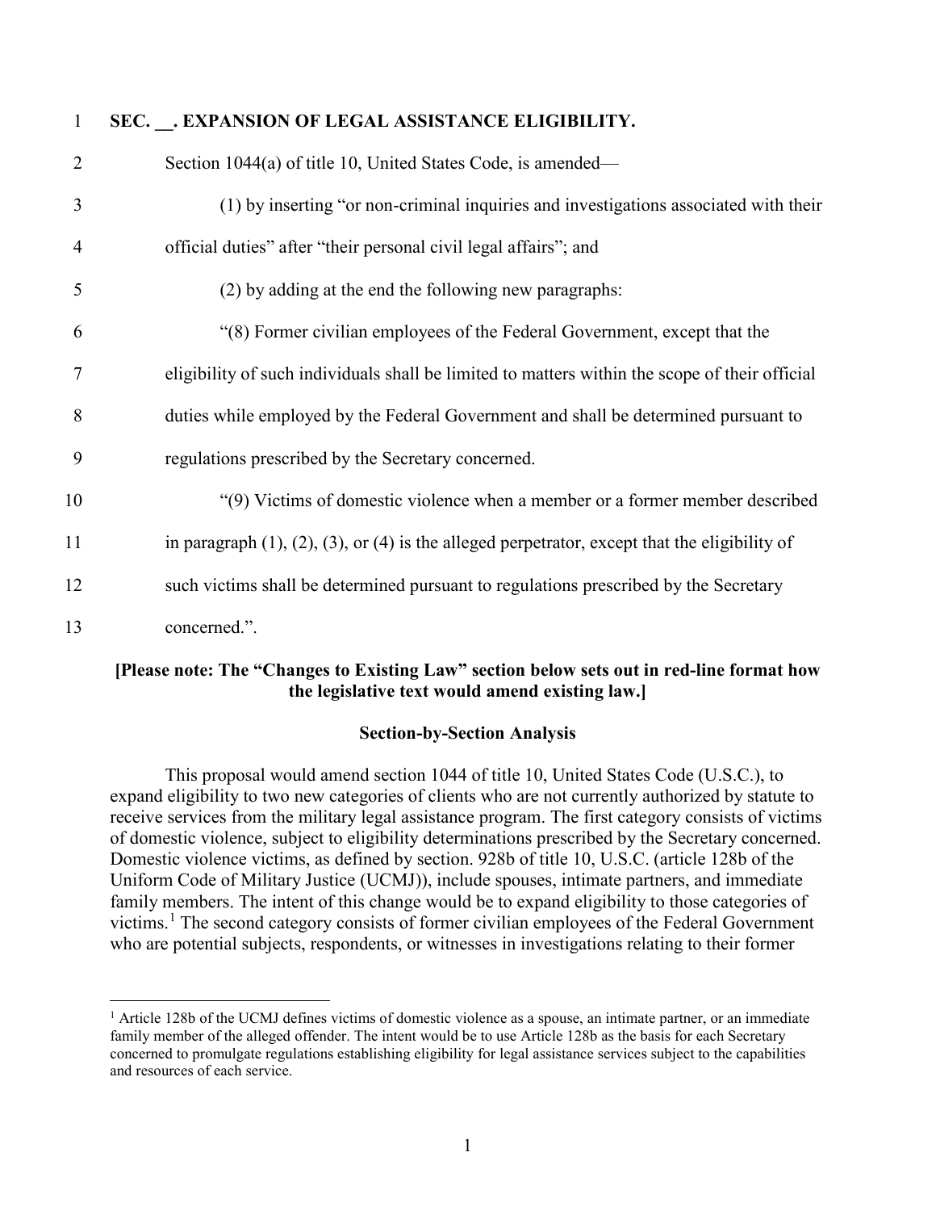**SEC. __. EXPANSION OF LEGAL ASSISTANCE ELIGIBILITY.**

Section 1044(a) of title 10, United States Code, is amended—

(1) by inserting "or non-criminal inquiries and investigations associated with their official duties" after "their personal civil legal affairs"; and

(2) by adding at the end the following new paragraphs:

"(8) Former civilian employees of the Federal Government, except that the eligibility of such individuals shall be limited to matters within the scope of their official duties while employed by the Federal Government and shall be determined pursuant to regulations prescribed by the Secretary concerned.

"(9) Victims of domestic violence when a member or a former member described in paragraph (1), (2), (3), or (4) is the alleged perpetrator, except that the eligibility of such victims shall be determined pursuant to regulations prescribed by the Secretary concerned.".

**[Please note: The "Changes to Existing Law" section below sets out in red-line format how the legislative text would amend existing law.]**

**Section-by-Section Analysis**

This proposal would amend section 1044 of title 10, United States Code (U.S.C.), to expand eligibility to two new categories of clients who are not currently authorized by statute to receive services from the military legal assistance program. The first category consists of victims of domestic violence, subject to eligibility determinations prescribed by the Secretary concerned. Domestic violence victims, as defined by section. 928b of title 10, U.S.C. (article 128b of the Uniform Code of Military Justice (UCMJ)), include spouses, intimate partners, and immediate family members. The intent of this change would be to expand eligibility to those categories of victims.[1] The second category consists of former civilian employees of the Federal Government who are potential subjects, respondents, or witnesses in investigations relating to their former

[1] Article 128b of the UCMJ defines victims of domestic violence as a spouse, an intimate partner, or an immediate family member of the alleged offender. The intent would be to use Article 128b as the basis for each Secretary concerned to promulgate regulations establishing eligibility for legal assistance services subject to the capabilities and resources of each service.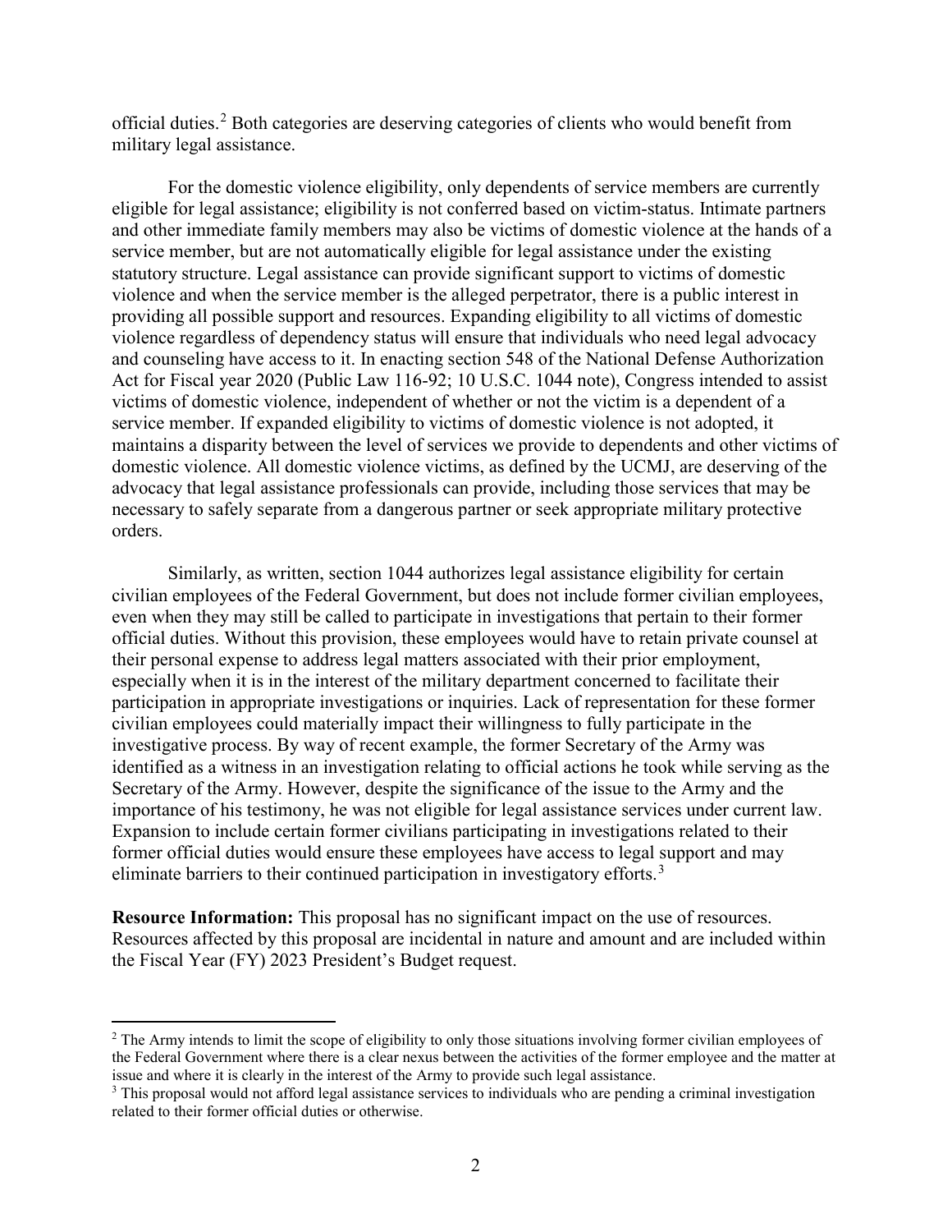official duties.[2] Both categories are deserving categories of clients who would benefit from military legal assistance.

For the domestic violence eligibility, only dependents of service members are currently eligible for legal assistance; eligibility is not conferred based on victim-status. Intimate partners and other immediate family members may also be victims of domestic violence at the hands of a service member, but are not automatically eligible for legal assistance under the existing statutory structure. Legal assistance can provide significant support to victims of domestic violence and when the service member is the alleged perpetrator, there is a public interest in providing all possible support and resources. Expanding eligibility to all victims of domestic violence regardless of dependency status will ensure that individuals who need legal advocacy and counseling have access to it. In enacting section 548 of the National Defense Authorization Act for Fiscal year 2020 (Public Law 116-92; 10 U.S.C. 1044 note), Congress intended to assist victims of domestic violence, independent of whether or not the victim is a dependent of a service member. If expanded eligibility to victims of domestic violence is not adopted, it maintains a disparity between the level of services we provide to dependents and other victims of domestic violence. All domestic violence victims, as defined by the UCMJ, are deserving of the advocacy that legal assistance professionals can provide, including those services that may be necessary to safely separate from a dangerous partner or seek appropriate military protective orders.

Similarly, as written, section 1044 authorizes legal assistance eligibility for certain civilian employees of the Federal Government, but does not include former civilian employees, even when they may still be called to participate in investigations that pertain to their former official duties. Without this provision, these employees would have to retain private counsel at their personal expense to address legal matters associated with their prior employment, especially when it is in the interest of the military department concerned to facilitate their participation in appropriate investigations or inquiries. Lack of representation for these former civilian employees could materially impact their willingness to fully participate in the investigative process. By way of recent example, the former Secretary of the Army was identified as a witness in an investigation relating to official actions he took while serving as the Secretary of the Army. However, despite the significance of the issue to the Army and the importance of his testimony, he was not eligible for legal assistance services under current law. Expansion to include certain former civilians participating in investigations related to their former official duties would ensure these employees have access to legal support and may eliminate barriers to their continued participation in investigatory efforts.[3]

**Resource Information:** This proposal has no significant impact on the use of resources. Resources affected by this proposal are incidental in nature and amount and are included within the Fiscal Year (FY) 2023 President's Budget request.

---

[2] The Army intends to limit the scope of eligibility to only those situations involving former civilian employees of the Federal Government where there is a clear nexus between the activities of the former employee and the matter at issue and where it is clearly in the interest of the Army to provide such legal assistance.

[3] This proposal would not afford legal assistance services to individuals who are pending a criminal investigation related to their former official duties or otherwise.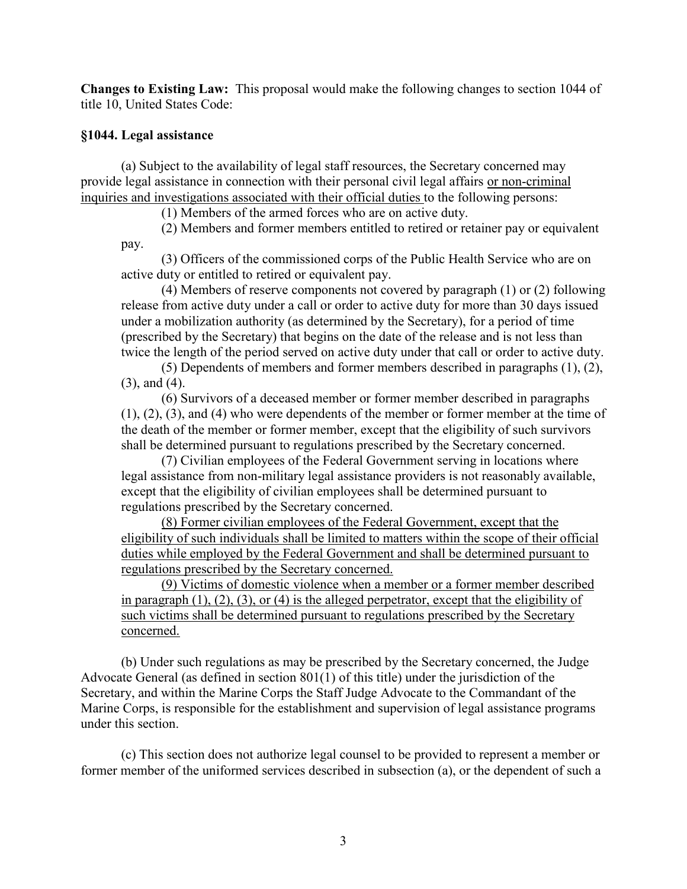**Changes to Existing Law:** This proposal would make the following changes to section 1044 of title 10, United States Code:

**§1044. Legal assistance**

(a) Subject to the availability of legal staff resources, the Secretary concerned may provide legal assistance in connection with their personal civil legal affairs <u>or non-criminal inquiries and investigations associated with their official duties</u> to the following persons:

(1) Members of the armed forces who are on active duty.

(2) Members and former members entitled to retired or retainer pay or equivalent pay.

(3) Officers of the commissioned corps of the Public Health Service who are on active duty or entitled to retired or equivalent pay.

(4) Members of reserve components not covered by paragraph (1) or (2) following release from active duty under a call or order to active duty for more than 30 days issued under a mobilization authority (as determined by the Secretary), for a period of time (prescribed by the Secretary) that begins on the date of the release and is not less than twice the length of the period served on active duty under that call or order to active duty.

(5) Dependents of members and former members described in paragraphs (1), (2), (3), and (4).

(6) Survivors of a deceased member or former member described in paragraphs (1), (2), (3), and (4) who were dependents of the member or former member at the time of the death of the member or former member, except that the eligibility of such survivors shall be determined pursuant to regulations prescribed by the Secretary concerned.

(7) Civilian employees of the Federal Government serving in locations where legal assistance from non-military legal assistance providers is not reasonably available, except that the eligibility of civilian employees shall be determined pursuant to regulations prescribed by the Secretary concerned.

<u>(8) Former civilian employees of the Federal Government, except that the eligibility of such individuals shall be limited to matters within the scope of their official duties while employed by the Federal Government and shall be determined pursuant to regulations prescribed by the Secretary concerned.</u>

<u>(9) Victims of domestic violence when a member or a former member described in paragraph (1), (2), (3), or (4) is the alleged perpetrator, except that the eligibility of such victims shall be determined pursuant to regulations prescribed by the Secretary concerned.</u>

(b) Under such regulations as may be prescribed by the Secretary concerned, the Judge Advocate General (as defined in section 801(1) of this title) under the jurisdiction of the Secretary, and within the Marine Corps the Staff Judge Advocate to the Commandant of the Marine Corps, is responsible for the establishment and supervision of legal assistance programs under this section.

(c) This section does not authorize legal counsel to be provided to represent a member or former member of the uniformed services described in subsection (a), or the dependent of such a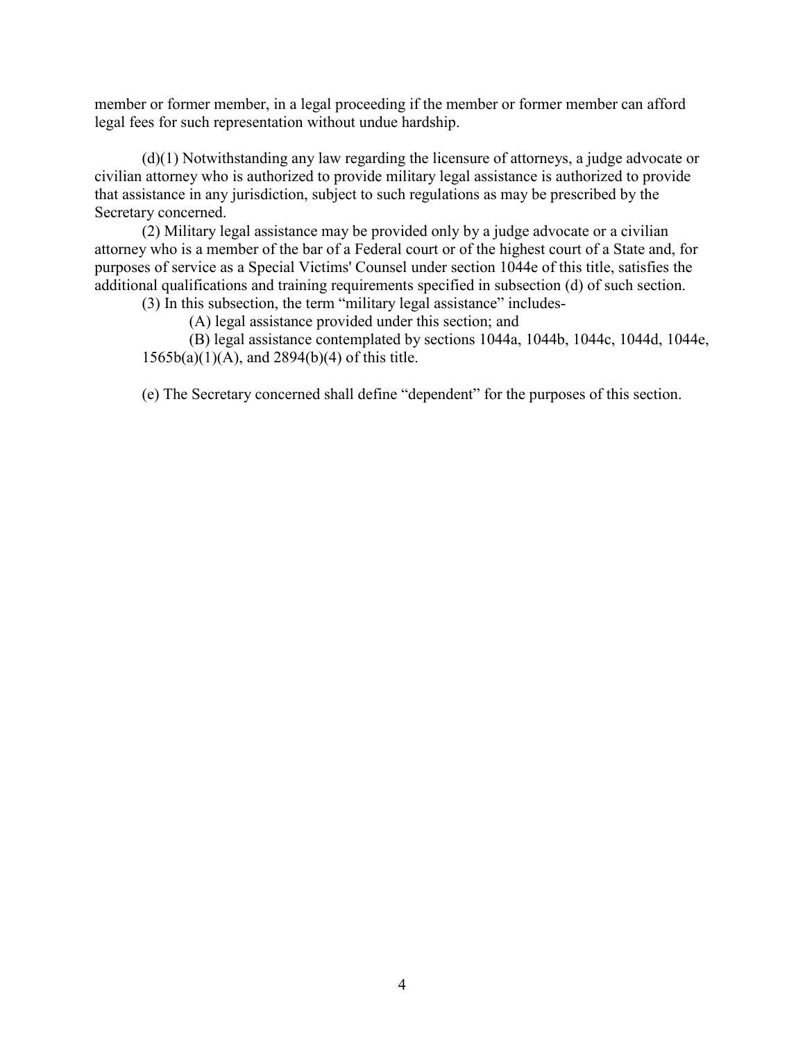member or former member, in a legal proceeding if the member or former member can afford legal fees for such representation without undue hardship.

(d)(1) Notwithstanding any law regarding the licensure of attorneys, a judge advocate or civilian attorney who is authorized to provide military legal assistance is authorized to provide that assistance in any jurisdiction, subject to such regulations as may be prescribed by the Secretary concerned.

(2) Military legal assistance may be provided only by a judge advocate or a civilian attorney who is a member of the bar of a Federal court or of the highest court of a State and, for purposes of service as a Special Victims' Counsel under section 1044e of this title, satisfies the additional qualifications and training requirements specified in subsection (d) of such section.

(3) In this subsection, the term "military legal assistance" includes-

(A) legal assistance provided under this section; and

(B) legal assistance contemplated by sections 1044a, 1044b, 1044c, 1044d, 1044e, 1565b(a)(1)(A), and 2894(b)(4) of this title.

(e) The Secretary concerned shall define "dependent" for the purposes of this section.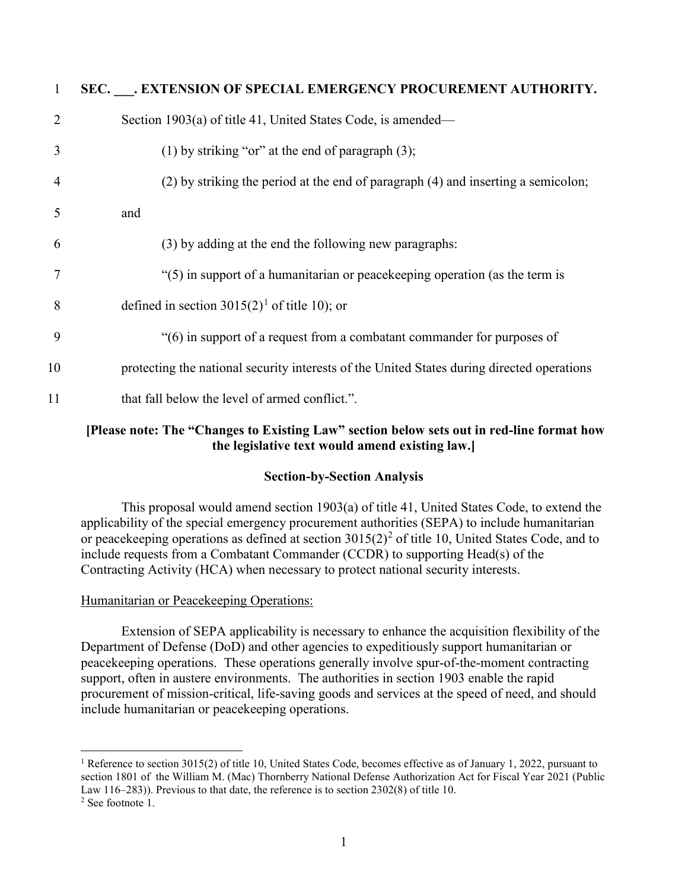**SEC. ___. EXTENSION OF SPECIAL EMERGENCY PROCUREMENT AUTHORITY.**

Section 1903(a) of title 41, United States Code, is amended—

(1) by striking "or" at the end of paragraph (3);

(2) by striking the period at the end of paragraph (4) and inserting a semicolon; and

(3) by adding at the end the following new paragraphs:

"(5) in support of a humanitarian or peacekeeping operation (as the term is defined in section 3015(2)[1] of title 10); or

"(6) in support of a request from a combatant commander for purposes of protecting the national security interests of the United States during directed operations that fall below the level of armed conflict.".

**[Please note: The "Changes to Existing Law" section below sets out in red-line format how the legislative text would amend existing law.]**

**Section-by-Section Analysis**

This proposal would amend section 1903(a) of title 41, United States Code, to extend the applicability of the special emergency procurement authorities (SEPA) to include humanitarian or peacekeeping operations as defined at section 3015(2)[2] of title 10, United States Code, and to include requests from a Combatant Commander (CCDR) to supporting Head(s) of the Contracting Activity (HCA) when necessary to protect national security interests.

Humanitarian or Peacekeeping Operations:

Extension of SEPA applicability is necessary to enhance the acquisition flexibility of the Department of Defense (DoD) and other agencies to expeditiously support humanitarian or peacekeeping operations. These operations generally involve spur-of-the-moment contracting support, often in austere environments. The authorities in section 1903 enable the rapid procurement of mission-critical, life-saving goods and services at the speed of need, and should include humanitarian or peacekeeping operations.

---

[1] Reference to section 3015(2) of title 10, United States Code, becomes effective as of January 1, 2022, pursuant to section 1801 of the William M. (Mac) Thornberry National Defense Authorization Act for Fiscal Year 2021 (Public Law 116–283)). Previous to that date, the reference is to section 2302(8) of title 10.

[2] See footnote 1.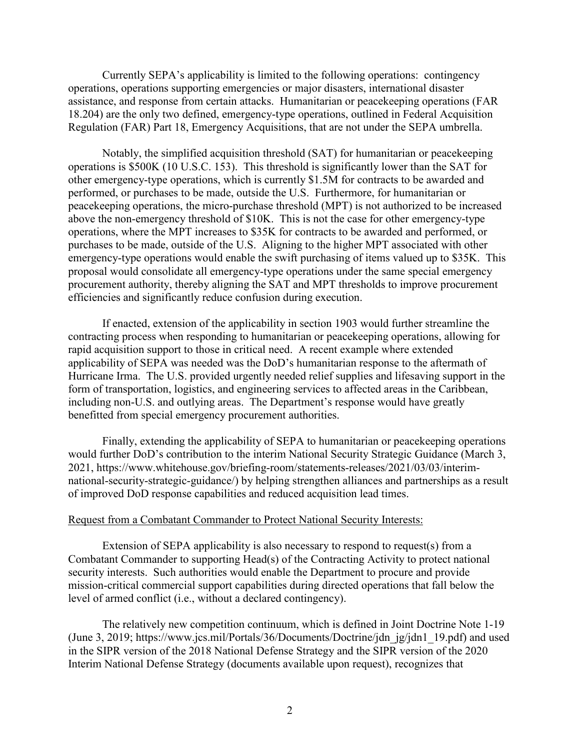Currently SEPA's applicability is limited to the following operations: contingency operations, operations supporting emergencies or major disasters, international disaster assistance, and response from certain attacks. Humanitarian or peacekeeping operations (FAR 18.204) are the only two defined, emergency-type operations, outlined in Federal Acquisition Regulation (FAR) Part 18, Emergency Acquisitions, that are not under the SEPA umbrella.

Notably, the simplified acquisition threshold (SAT) for humanitarian or peacekeeping operations is $500K (10 U.S.C. 153). This threshold is significantly lower than the SAT for other emergency-type operations, which is currently $1.5M for contracts to be awarded and performed, or purchases to be made, outside the U.S. Furthermore, for humanitarian or peacekeeping operations, the micro-purchase threshold (MPT) is not authorized to be increased above the non-emergency threshold of $10K. This is not the case for other emergency-type operations, where the MPT increases to $35K for contracts to be awarded and performed, or purchases to be made, outside of the U.S. Aligning to the higher MPT associated with other emergency-type operations would enable the swift purchasing of items valued up to $35K. This proposal would consolidate all emergency-type operations under the same special emergency procurement authority, thereby aligning the SAT and MPT thresholds to improve procurement efficiencies and significantly reduce confusion during execution.

If enacted, extension of the applicability in section 1903 would further streamline the contracting process when responding to humanitarian or peacekeeping operations, allowing for rapid acquisition support to those in critical need. A recent example where extended applicability of SEPA was needed was the DoD's humanitarian response to the aftermath of Hurricane Irma. The U.S. provided urgently needed relief supplies and lifesaving support in the form of transportation, logistics, and engineering services to affected areas in the Caribbean, including non-U.S. and outlying areas. The Department's response would have greatly benefitted from special emergency procurement authorities.

Finally, extending the applicability of SEPA to humanitarian or peacekeeping operations would further DoD's contribution to the interim National Security Strategic Guidance (March 3, 2021, https://www.whitehouse.gov/briefing-room/statements-releases/2021/03/03/interim-national-security-strategic-guidance/) by helping strengthen alliances and partnerships as a result of improved DoD response capabilities and reduced acquisition lead times.

<u>Request from a Combatant Commander to Protect National Security Interests:</u>

Extension of SEPA applicability is also necessary to respond to request(s) from a Combatant Commander to supporting Head(s) of the Contracting Activity to protect national security interests. Such authorities would enable the Department to procure and provide mission-critical commercial support capabilities during directed operations that fall below the level of armed conflict (i.e., without a declared contingency).

The relatively new competition continuum, which is defined in Joint Doctrine Note 1-19 (June 3, 2019; https://www.jcs.mil/Portals/36/Documents/Doctrine/jdn_jg/jdn1_19.pdf) and used in the SIPR version of the 2018 National Defense Strategy and the SIPR version of the 2020 Interim National Defense Strategy (documents available upon request), recognizes that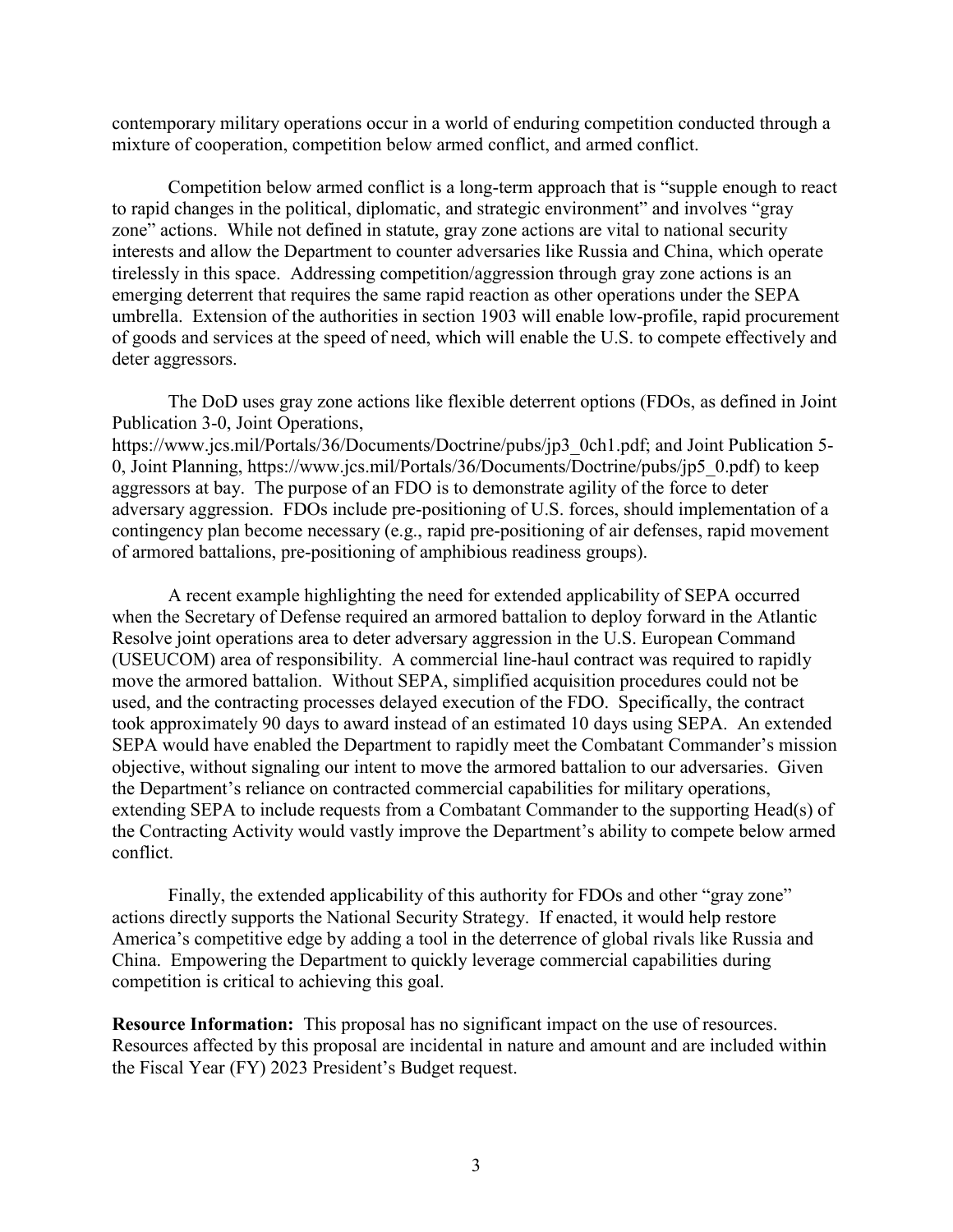contemporary military operations occur in a world of enduring competition conducted through a mixture of cooperation, competition below armed conflict, and armed conflict.

Competition below armed conflict is a long-term approach that is "supple enough to react to rapid changes in the political, diplomatic, and strategic environment" and involves "gray zone" actions. While not defined in statute, gray zone actions are vital to national security interests and allow the Department to counter adversaries like Russia and China, which operate tirelessly in this space. Addressing competition/aggression through gray zone actions is an emerging deterrent that requires the same rapid reaction as other operations under the SEPA umbrella. Extension of the authorities in section 1903 will enable low-profile, rapid procurement of goods and services at the speed of need, which will enable the U.S. to compete effectively and deter aggressors.

The DoD uses gray zone actions like flexible deterrent options (FDOs, as defined in Joint Publication 3-0, Joint Operations, https://www.jcs.mil/Portals/36/Documents/Doctrine/pubs/jp3_0ch1.pdf; and Joint Publication 5-0, Joint Planning, https://www.jcs.mil/Portals/36/Documents/Doctrine/pubs/jp5_0.pdf) to keep aggressors at bay. The purpose of an FDO is to demonstrate agility of the force to deter adversary aggression. FDOs include pre-positioning of U.S. forces, should implementation of a contingency plan become necessary (e.g., rapid pre-positioning of air defenses, rapid movement of armored battalions, pre-positioning of amphibious readiness groups).

A recent example highlighting the need for extended applicability of SEPA occurred when the Secretary of Defense required an armored battalion to deploy forward in the Atlantic Resolve joint operations area to deter adversary aggression in the U.S. European Command (USEUCOM) area of responsibility. A commercial line-haul contract was required to rapidly move the armored battalion. Without SEPA, simplified acquisition procedures could not be used, and the contracting processes delayed execution of the FDO. Specifically, the contract took approximately 90 days to award instead of an estimated 10 days using SEPA. An extended SEPA would have enabled the Department to rapidly meet the Combatant Commander's mission objective, without signaling our intent to move the armored battalion to our adversaries. Given the Department's reliance on contracted commercial capabilities for military operations, extending SEPA to include requests from a Combatant Commander to the supporting Head(s) of the Contracting Activity would vastly improve the Department's ability to compete below armed conflict.

Finally, the extended applicability of this authority for FDOs and other "gray zone" actions directly supports the National Security Strategy. If enacted, it would help restore America's competitive edge by adding a tool in the deterrence of global rivals like Russia and China. Empowering the Department to quickly leverage commercial capabilities during competition is critical to achieving this goal.

**Resource Information:** This proposal has no significant impact on the use of resources. Resources affected by this proposal are incidental in nature and amount and are included within the Fiscal Year (FY) 2023 President's Budget request.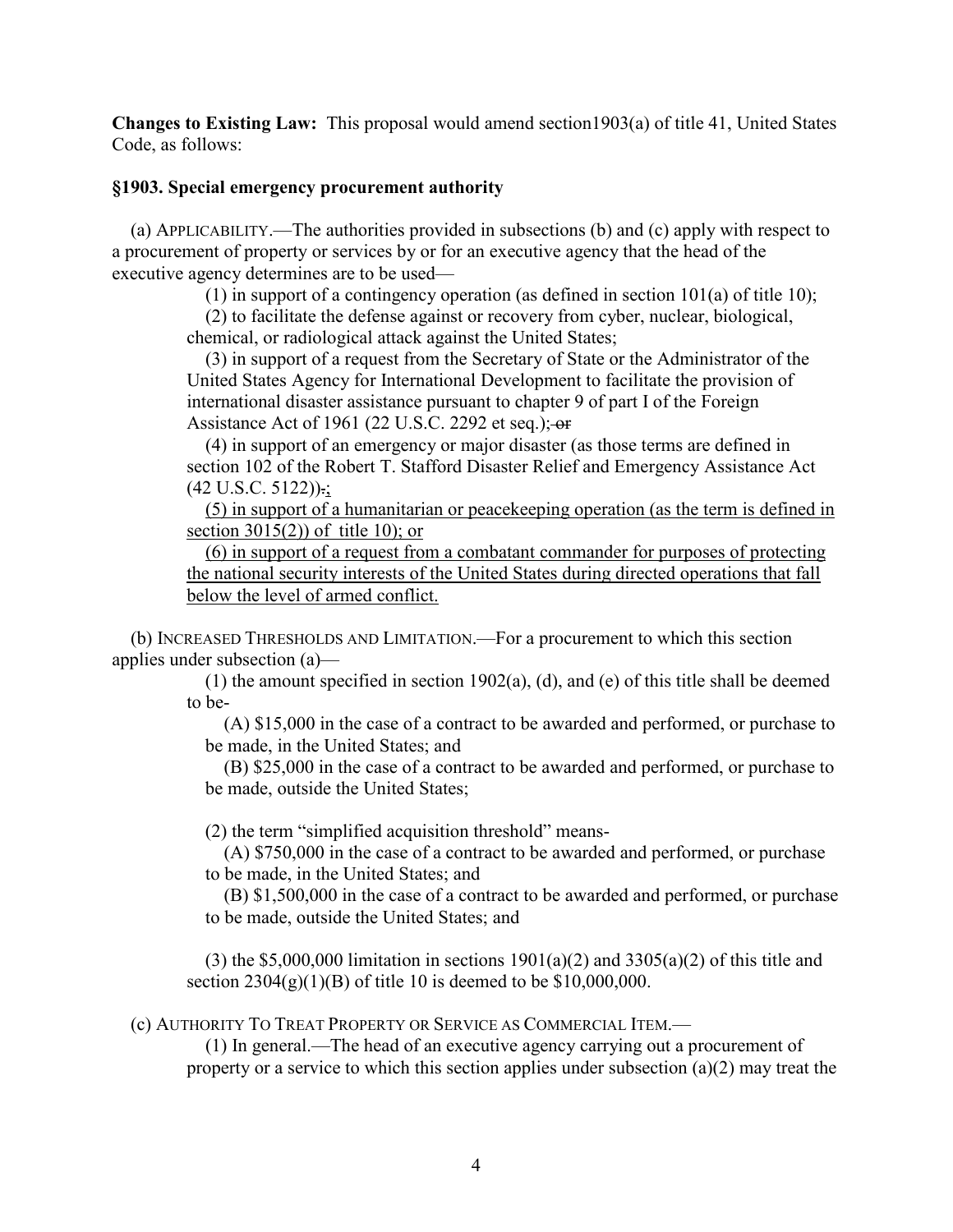**Changes to Existing Law:** This proposal would amend section1903(a) of title 41, United States Code, as follows:

**§1903. Special emergency procurement authority**

(a) APPLICABILITY.—The authorities provided in subsections (b) and (c) apply with respect to a procurement of property or services by or for an executive agency that the head of the executive agency determines are to be used—

(1) in support of a contingency operation (as defined in section 101(a) of title 10);

(2) to facilitate the defense against or recovery from cyber, nuclear, biological, chemical, or radiological attack against the United States;

(3) in support of a request from the Secretary of State or the Administrator of the United States Agency for International Development to facilitate the provision of international disaster assistance pursuant to chapter 9 of part I of the Foreign Assistance Act of 1961 (22 U.S.C. 2292 et seq.); ~~or~~

(4) in support of an emergency or major disaster (as those terms are defined in section 102 of the Robert T. Stafford Disaster Relief and Emergency Assistance Act (42 U.S.C. 5122))~~.~~;

<u>(5) in support of a humanitarian or peacekeeping operation (as the term is defined in section 3015(2)) of title 10); or</u>

<u>(6) in support of a request from a combatant commander for purposes of protecting the national security interests of the United States during directed operations that fall below the level of armed conflict.</u>

(b) INCREASED THRESHOLDS AND LIMITATION.—For a procurement to which this section applies under subsection (a)—

(1) the amount specified in section 1902(a), (d), and (e) of this title shall be deemed to be-

(A) $15,000 in the case of a contract to be awarded and performed, or purchase to be made, in the United States; and

(B) $25,000 in the case of a contract to be awarded and performed, or purchase to be made, outside the United States;

(2) the term "simplified acquisition threshold" means-

(A) $750,000 in the case of a contract to be awarded and performed, or purchase to be made, in the United States; and

(B) $1,500,000 in the case of a contract to be awarded and performed, or purchase to be made, outside the United States; and

(3) the $5,000,000 limitation in sections 1901(a)(2) and 3305(a)(2) of this title and section 2304(g)(1)(B) of title 10 is deemed to be $10,000,000.

(c) AUTHORITY TO TREAT PROPERTY OR SERVICE AS COMMERCIAL ITEM.—

(1) In general.—The head of an executive agency carrying out a procurement of property or a service to which this section applies under subsection (a)(2) may treat the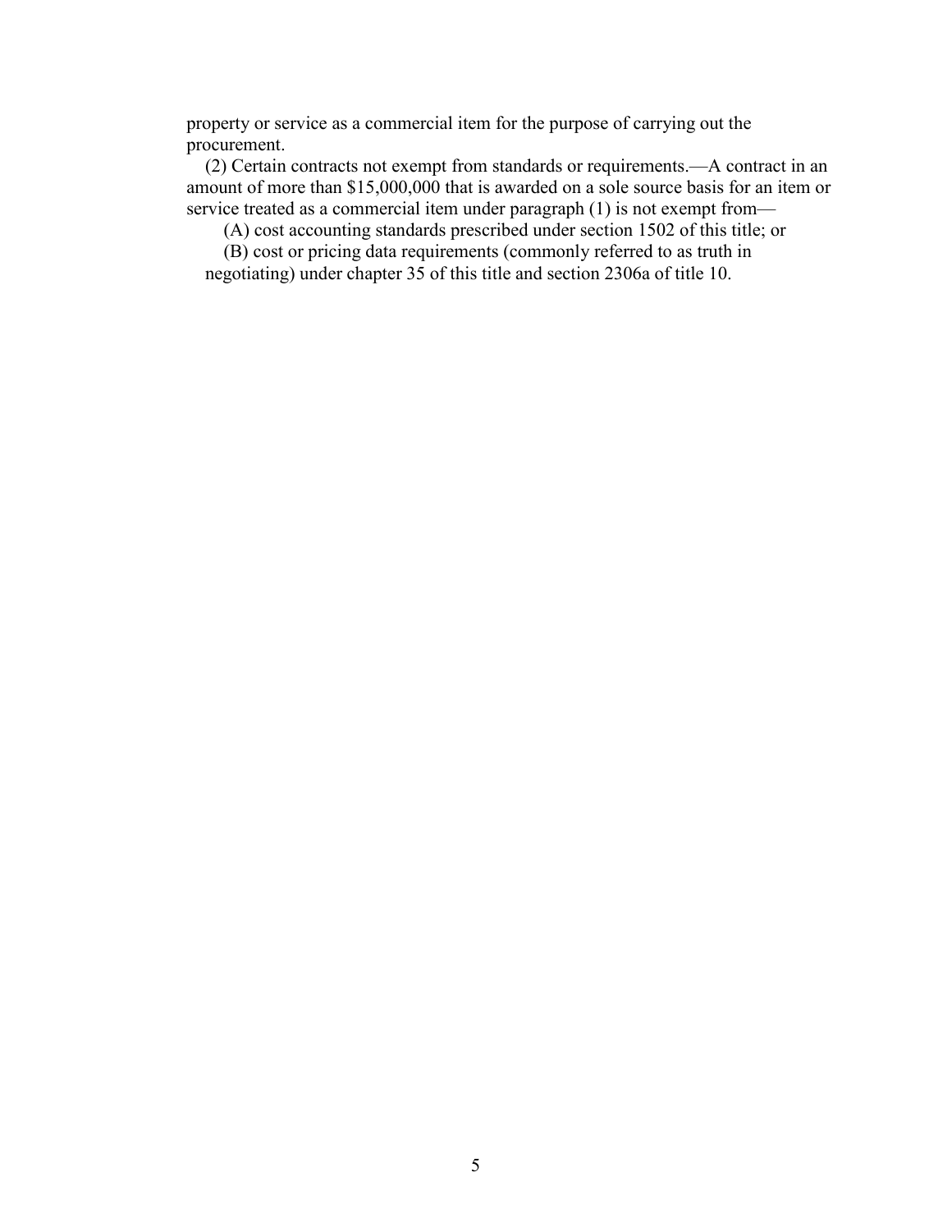property or service as a commercial item for the purpose of carrying out the procurement.

(2) Certain contracts not exempt from standards or requirements.—A contract in an amount of more than $15,000,000 that is awarded on a sole source basis for an item or service treated as a commercial item under paragraph (1) is not exempt from—

(A) cost accounting standards prescribed under section 1502 of this title; or

(B) cost or pricing data requirements (commonly referred to as truth in negotiating) under chapter 35 of this title and section 2306a of title 10.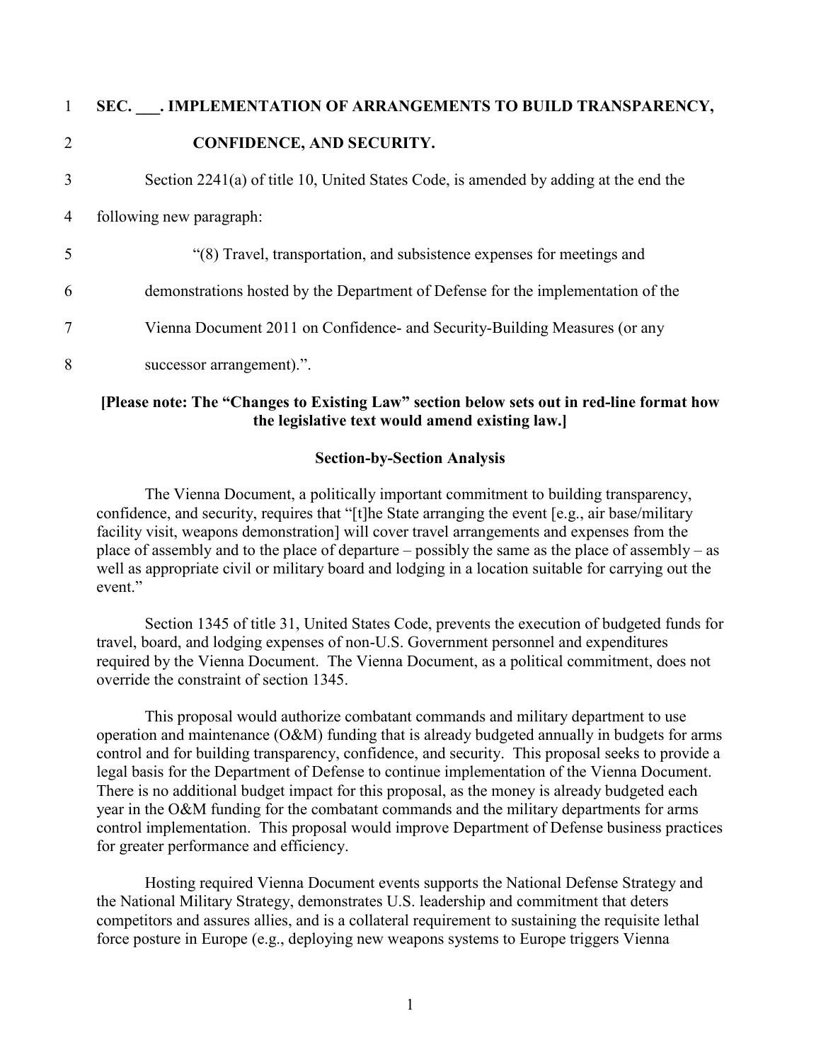**SEC. ___. IMPLEMENTATION OF ARRANGEMENTS TO BUILD TRANSPARENCY, CONFIDENCE, AND SECURITY.**

Section 2241(a) of title 10, United States Code, is amended by adding at the end the following new paragraph:

"(8) Travel, transportation, and subsistence expenses for meetings and demonstrations hosted by the Department of Defense for the implementation of the Vienna Document 2011 on Confidence- and Security-Building Measures (or any successor arrangement).".

**[Please note: The "Changes to Existing Law" section below sets out in red-line format how the legislative text would amend existing law.]**

**Section-by-Section Analysis**

The Vienna Document, a politically important commitment to building transparency, confidence, and security, requires that "[t]he State arranging the event [e.g., air base/military facility visit, weapons demonstration] will cover travel arrangements and expenses from the place of assembly and to the place of departure – possibly the same as the place of assembly – as well as appropriate civil or military board and lodging in a location suitable for carrying out the event."

Section 1345 of title 31, United States Code, prevents the execution of budgeted funds for travel, board, and lodging expenses of non-U.S. Government personnel and expenditures required by the Vienna Document. The Vienna Document, as a political commitment, does not override the constraint of section 1345.

This proposal would authorize combatant commands and military department to use operation and maintenance (O&M) funding that is already budgeted annually in budgets for arms control and for building transparency, confidence, and security. This proposal seeks to provide a legal basis for the Department of Defense to continue implementation of the Vienna Document. There is no additional budget impact for this proposal, as the money is already budgeted each year in the O&M funding for the combatant commands and the military departments for arms control implementation. This proposal would improve Department of Defense business practices for greater performance and efficiency.

Hosting required Vienna Document events supports the National Defense Strategy and the National Military Strategy, demonstrates U.S. leadership and commitment that deters competitors and assures allies, and is a collateral requirement to sustaining the requisite lethal force posture in Europe (e.g., deploying new weapons systems to Europe triggers Vienna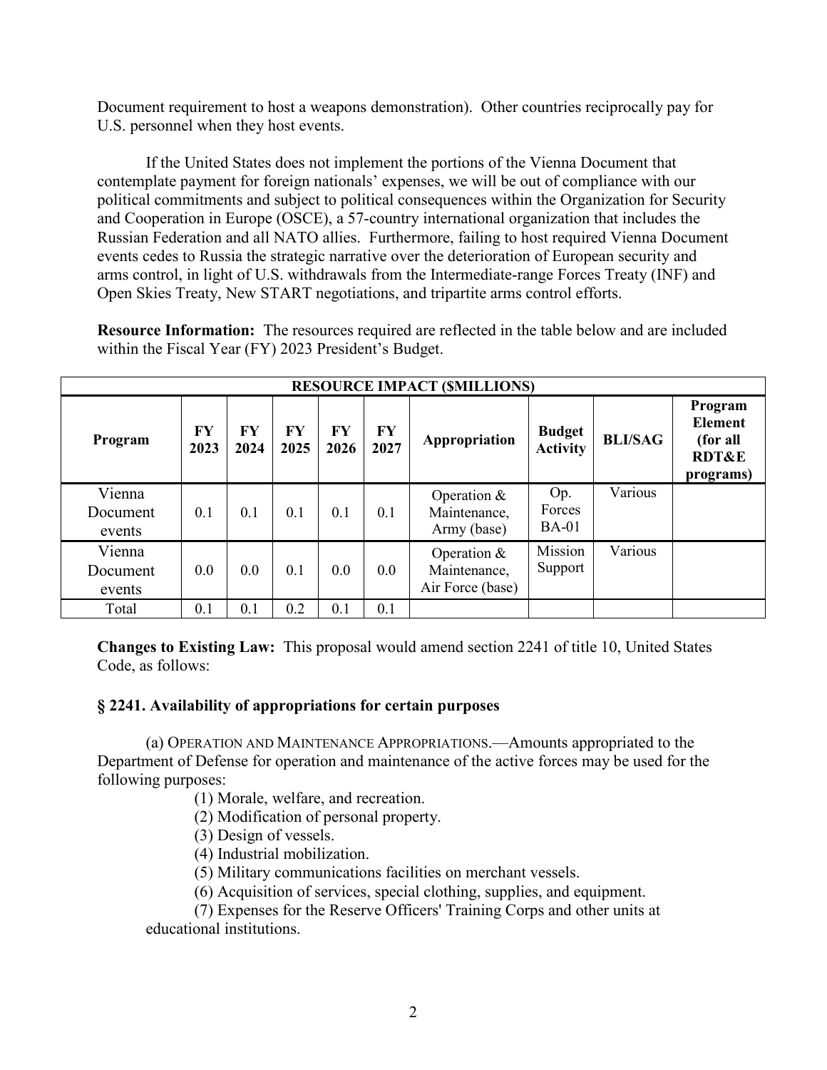Document requirement to host a weapons demonstration). Other countries reciprocally pay for U.S. personnel when they host events.

If the United States does not implement the portions of the Vienna Document that contemplate payment for foreign nationals' expenses, we will be out of compliance with our political commitments and subject to political consequences within the Organization for Security and Cooperation in Europe (OSCE), a 57-country international organization that includes the Russian Federation and all NATO allies. Furthermore, failing to host required Vienna Document events cedes to Russia the strategic narrative over the deterioration of European security and arms control, in light of U.S. withdrawals from the Intermediate-range Forces Treaty (INF) and Open Skies Treaty, New START negotiations, and tripartite arms control efforts.

**Resource Information:** The resources required are reflected in the table below and are included within the Fiscal Year (FY) 2023 President's Budget.

| RESOURCE IMPACT ($MILLIONS) | | | | | | | | | |
|---|---|---|---|---|---|---|---|---|---|
| **Program** | **FY 2023** | **FY 2024** | **FY 2025** | **FY 2026** | **FY 2027** | **Appropriation** | **Budget Activity** | **BLI/SAG** | **Program Element (for all RDT&E programs)** |
| Vienna Document events | 0.1 | 0.1 | 0.1 | 0.1 | 0.1 | Operation & Maintenance, Army (base) | Op. Forces BA-01 | Various | |
| Vienna Document events | 0.0 | 0.0 | 0.1 | 0.0 | 0.0 | Operation & Maintenance, Air Force (base) | Mission Support | Various | |
| Total | 0.1 | 0.1 | 0.2 | 0.1 | 0.1 | | | | |

**Changes to Existing Law:** This proposal would amend section 2241 of title 10, United States Code, as follows:

### § 2241. Availability of appropriations for certain purposes

(a) OPERATION AND MAINTENANCE APPROPRIATIONS.—Amounts appropriated to the Department of Defense for operation and maintenance of the active forces may be used for the following purposes:

(1) Morale, welfare, and recreation.

(2) Modification of personal property.

(3) Design of vessels.

(4) Industrial mobilization.

(5) Military communications facilities on merchant vessels.

(6) Acquisition of services, special clothing, supplies, and equipment.

(7) Expenses for the Reserve Officers' Training Corps and other units at educational institutions.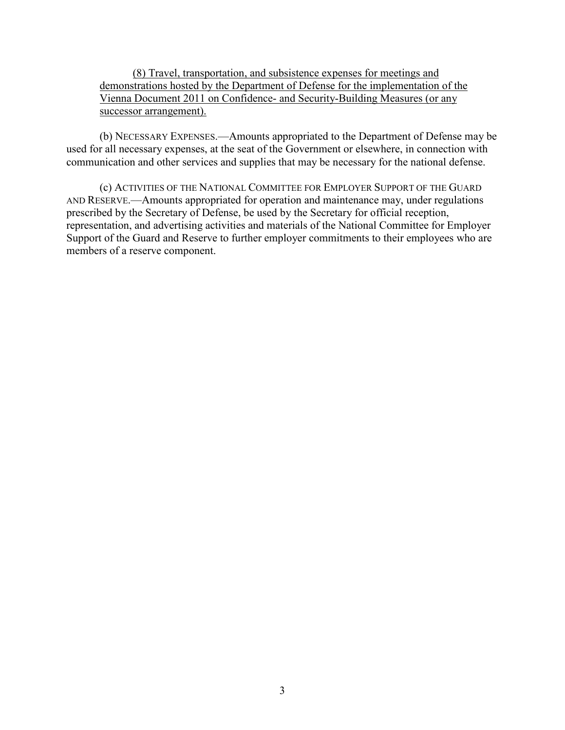<u>(8) Travel, transportation, and subsistence expenses for meetings and demonstrations hosted by the Department of Defense for the implementation of the Vienna Document 2011 on Confidence- and Security-Building Measures (or any successor arrangement).</u>

(b) NECESSARY EXPENSES.—Amounts appropriated to the Department of Defense may be used for all necessary expenses, at the seat of the Government or elsewhere, in connection with communication and other services and supplies that may be necessary for the national defense.

(c) ACTIVITIES OF THE NATIONAL COMMITTEE FOR EMPLOYER SUPPORT OF THE GUARD AND RESERVE.—Amounts appropriated for operation and maintenance may, under regulations prescribed by the Secretary of Defense, be used by the Secretary for official reception, representation, and advertising activities and materials of the National Committee for Employer Support of the Guard and Reserve to further employer commitments to their employees who are members of a reserve component.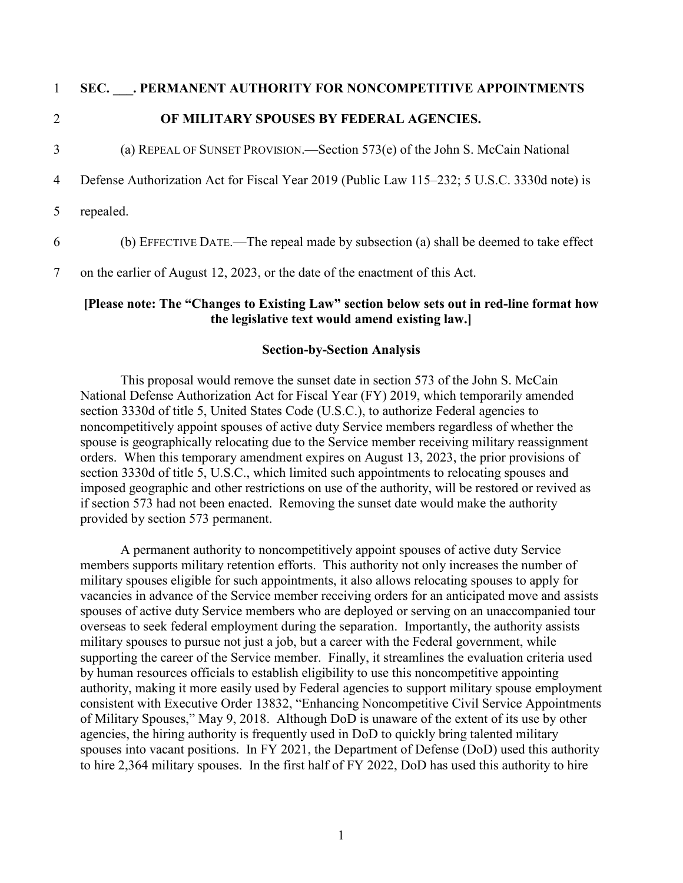**SEC. ___. PERMANENT AUTHORITY FOR NONCOMPETITIVE APPOINTMENTS OF MILITARY SPOUSES BY FEDERAL AGENCIES.**

(a) REPEAL OF SUNSET PROVISION.—Section 573(e) of the John S. McCain National Defense Authorization Act for Fiscal Year 2019 (Public Law 115–232; 5 U.S.C. 3330d note) is repealed.

(b) EFFECTIVE DATE.—The repeal made by subsection (a) shall be deemed to take effect on the earlier of August 12, 2023, or the date of the enactment of this Act.

**[Please note: The "Changes to Existing Law" section below sets out in red-line format how the legislative text would amend existing law.]**

**Section-by-Section Analysis**

This proposal would remove the sunset date in section 573 of the John S. McCain National Defense Authorization Act for Fiscal Year (FY) 2019, which temporarily amended section 3330d of title 5, United States Code (U.S.C.), to authorize Federal agencies to noncompetitively appoint spouses of active duty Service members regardless of whether the spouse is geographically relocating due to the Service member receiving military reassignment orders. When this temporary amendment expires on August 13, 2023, the prior provisions of section 3330d of title 5, U.S.C., which limited such appointments to relocating spouses and imposed geographic and other restrictions on use of the authority, will be restored or revived as if section 573 had not been enacted. Removing the sunset date would make the authority provided by section 573 permanent.

A permanent authority to noncompetitively appoint spouses of active duty Service members supports military retention efforts. This authority not only increases the number of military spouses eligible for such appointments, it also allows relocating spouses to apply for vacancies in advance of the Service member receiving orders for an anticipated move and assists spouses of active duty Service members who are deployed or serving on an unaccompanied tour overseas to seek federal employment during the separation. Importantly, the authority assists military spouses to pursue not just a job, but a career with the Federal government, while supporting the career of the Service member. Finally, it streamlines the evaluation criteria used by human resources officials to establish eligibility to use this noncompetitive appointing authority, making it more easily used by Federal agencies to support military spouse employment consistent with Executive Order 13832, "Enhancing Noncompetitive Civil Service Appointments of Military Spouses," May 9, 2018. Although DoD is unaware of the extent of its use by other agencies, the hiring authority is frequently used in DoD to quickly bring talented military spouses into vacant positions. In FY 2021, the Department of Defense (DoD) used this authority to hire 2,364 military spouses. In the first half of FY 2022, DoD has used this authority to hire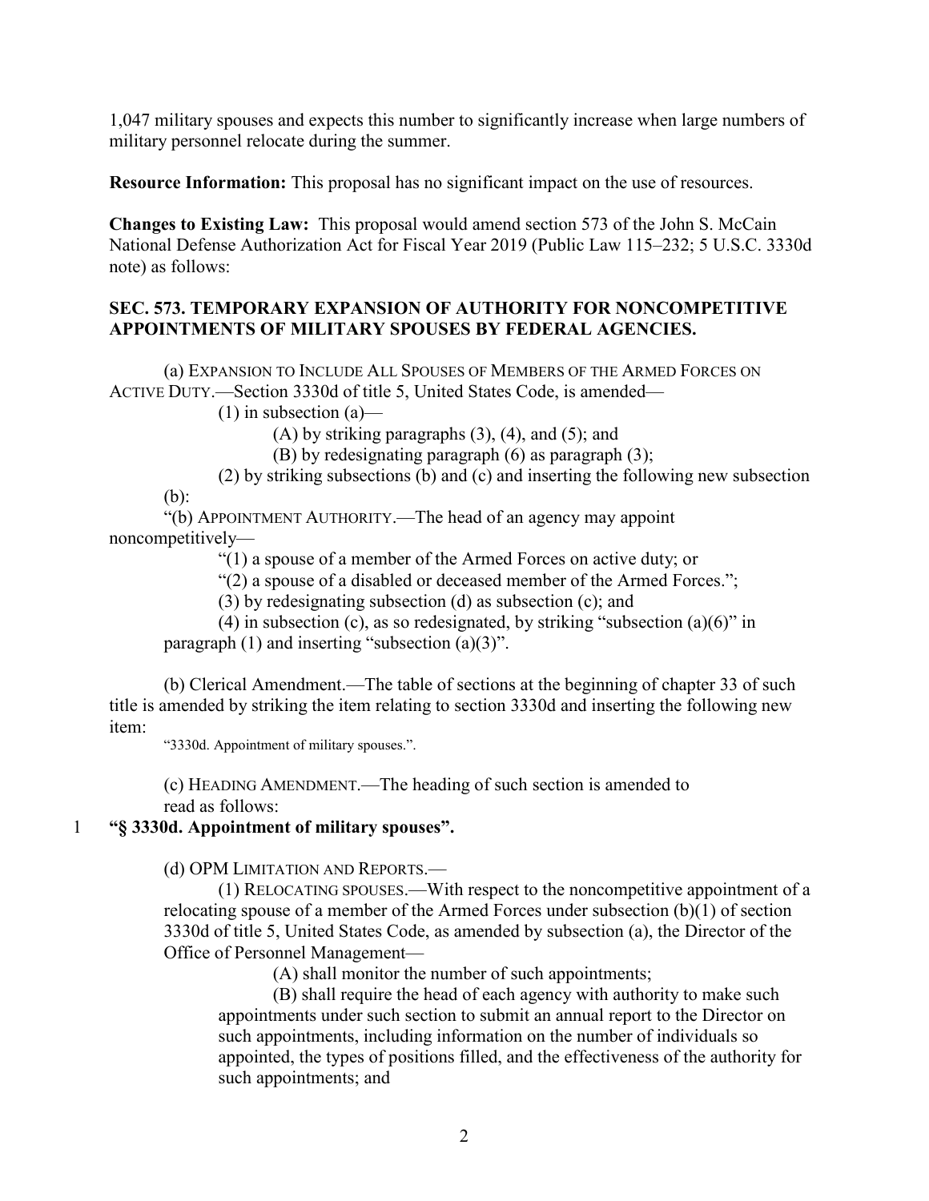1,047 military spouses and expects this number to significantly increase when large numbers of military personnel relocate during the summer.

**Resource Information:** This proposal has no significant impact on the use of resources.

**Changes to Existing Law:** This proposal would amend section 573 of the John S. McCain National Defense Authorization Act for Fiscal Year 2019 (Public Law 115–232; 5 U.S.C. 3330d note) as follows:

**SEC. 573. TEMPORARY EXPANSION OF AUTHORITY FOR NONCOMPETITIVE APPOINTMENTS OF MILITARY SPOUSES BY FEDERAL AGENCIES.**

(a) EXPANSION TO INCLUDE ALL SPOUSES OF MEMBERS OF THE ARMED FORCES ON ACTIVE DUTY.—Section 3330d of title 5, United States Code, is amended—

(1) in subsection (a)—

(A) by striking paragraphs (3), (4), and (5); and

(B) by redesignating paragraph (6) as paragraph (3);

(2) by striking subsections (b) and (c) and inserting the following new subsection (b):

"(b) APPOINTMENT AUTHORITY.—The head of an agency may appoint noncompetitively—

"(1) a spouse of a member of the Armed Forces on active duty; or

"(2) a spouse of a disabled or deceased member of the Armed Forces.";

(3) by redesignating subsection (d) as subsection (c); and

(4) in subsection (c), as so redesignated, by striking "subsection (a)(6)" in paragraph (1) and inserting "subsection (a)(3)".

(b) Clerical Amendment.—The table of sections at the beginning of chapter 33 of such title is amended by striking the item relating to section 3330d and inserting the following new item:

"3330d. Appointment of military spouses.".

(c) HEADING AMENDMENT.—The heading of such section is amended to read as follows:

1 **"§ 3330d. Appointment of military spouses".**

(d) OPM LIMITATION AND REPORTS.—

(1) RELOCATING SPOUSES.—With respect to the noncompetitive appointment of a relocating spouse of a member of the Armed Forces under subsection (b)(1) of section 3330d of title 5, United States Code, as amended by subsection (a), the Director of the Office of Personnel Management—

(A) shall monitor the number of such appointments;

(B) shall require the head of each agency with authority to make such appointments under such section to submit an annual report to the Director on such appointments, including information on the number of individuals so appointed, the types of positions filled, and the effectiveness of the authority for such appointments; and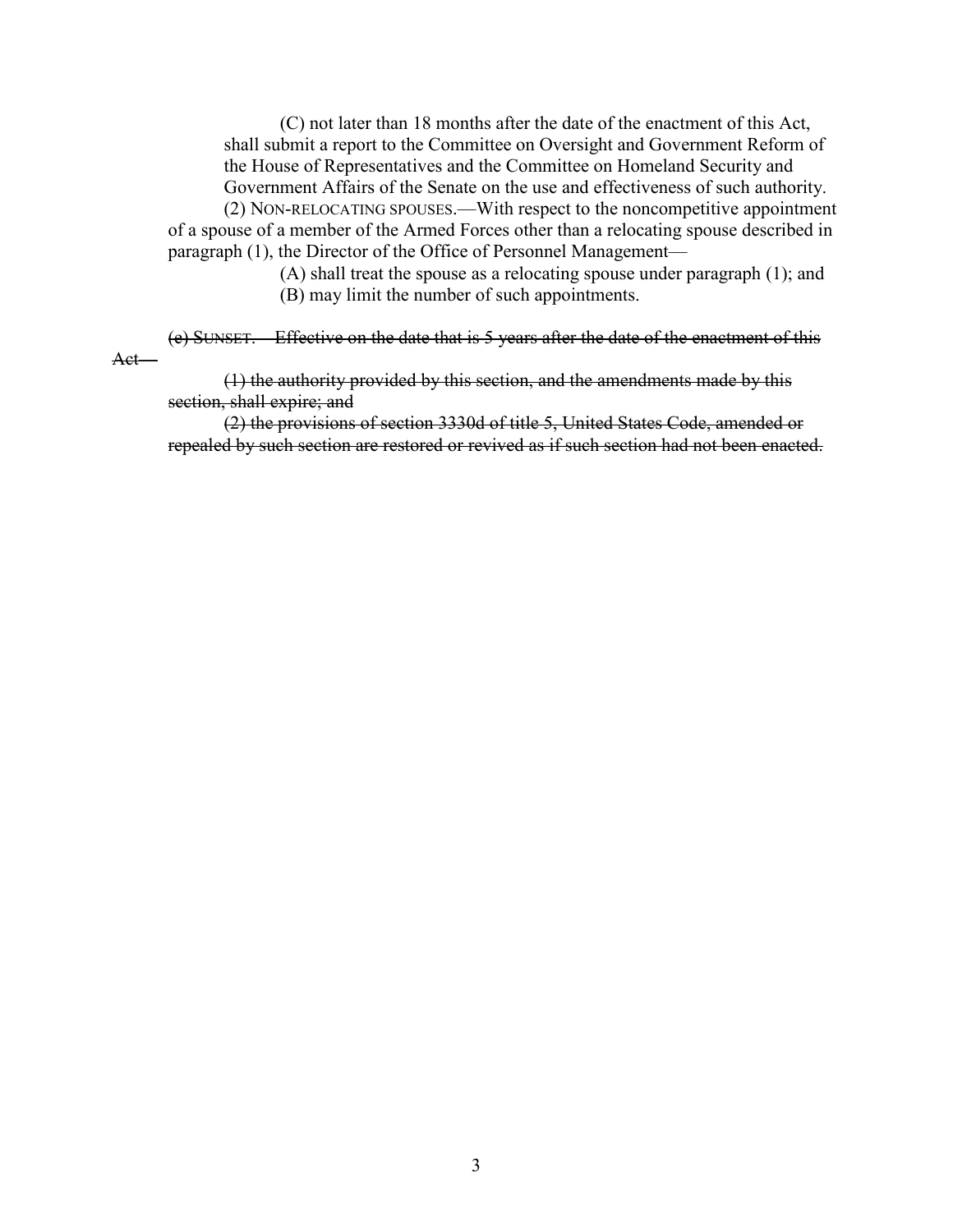(C) not later than 18 months after the date of the enactment of this Act, shall submit a report to the Committee on Oversight and Government Reform of the House of Representatives and the Committee on Homeland Security and Government Affairs of the Senate on the use and effectiveness of such authority.

(2) NON-RELOCATING SPOUSES.—With respect to the noncompetitive appointment of a spouse of a member of the Armed Forces other than a relocating spouse described in paragraph (1), the Director of the Office of Personnel Management—

(A) shall treat the spouse as a relocating spouse under paragraph (1); and

(B) may limit the number of such appointments.

~~(e) SUNSET.—Effective on the date that is 5 years after the date of the enactment of this Act—~~

~~(1) the authority provided by this section, and the amendments made by this section, shall expire; and~~

~~(2) the provisions of section 3330d of title 5, United States Code, amended or repealed by such section are restored or revived as if such section had not been enacted.~~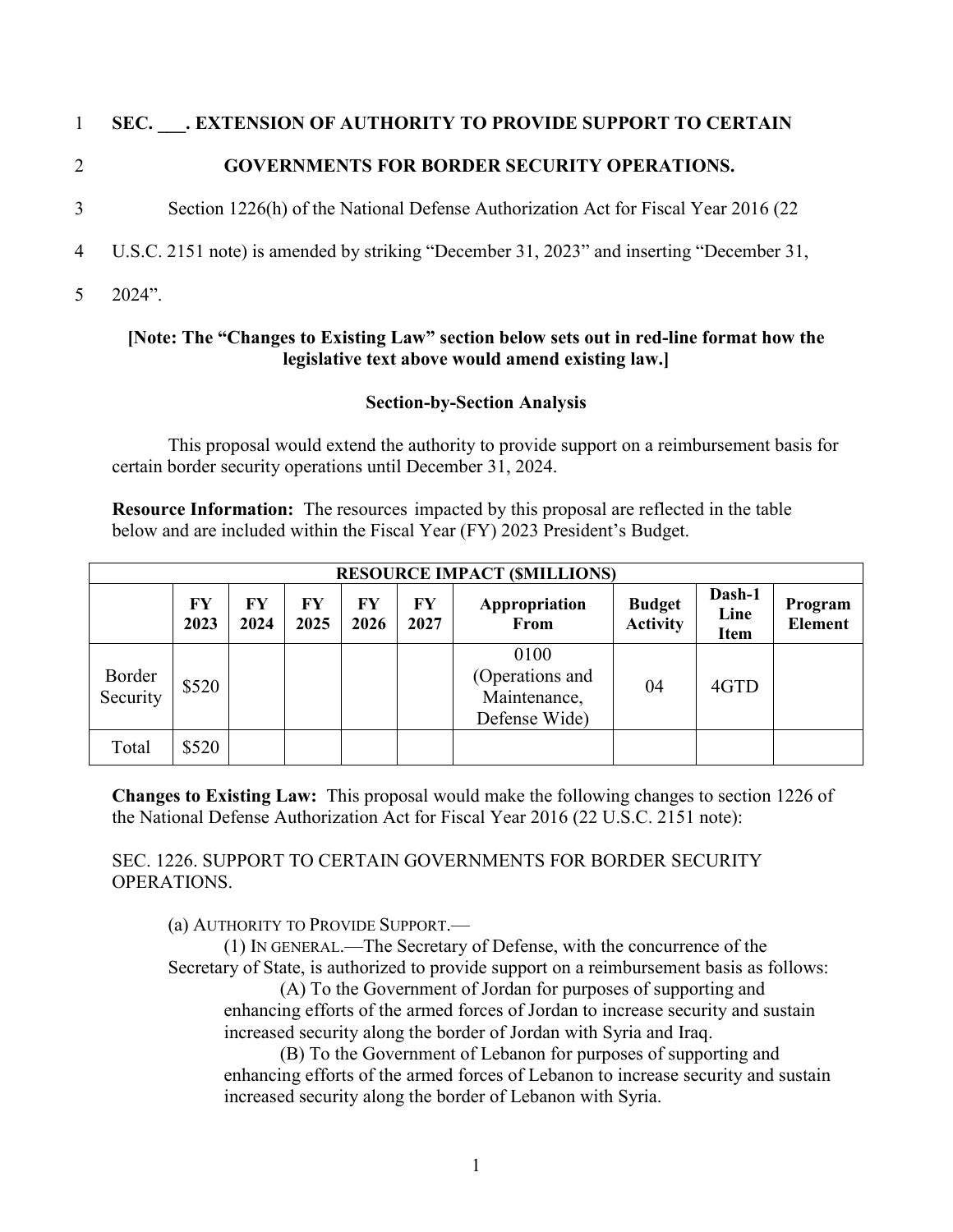**SEC. \_\_\_. EXTENSION OF AUTHORITY TO PROVIDE SUPPORT TO CERTAIN GOVERNMENTS FOR BORDER SECURITY OPERATIONS.**

Section 1226(h) of the National Defense Authorization Act for Fiscal Year 2016 (22 U.S.C. 2151 note) is amended by striking "December 31, 2023" and inserting "December 31, 2024".

**[Note: The "Changes to Existing Law" section below sets out in red-line format how the legislative text above would amend existing law.]**

**Section-by-Section Analysis**

This proposal would extend the authority to provide support on a reimbursement basis for certain border security operations until December 31, 2024.

**Resource Information:** The resources impacted by this proposal are reflected in the table below and are included within the Fiscal Year (FY) 2023 President's Budget.

| RESOURCE IMPACT ($MILLIONS) | | | | | | | | | |
|---|---|---|---|---|---|---|---|---|---|
| | FY 2023 | FY 2024 | FY 2025 | FY 2026 | FY 2027 | Appropriation From | Budget Activity | Dash-1 Line Item | Program Element |
| Border Security | $520 | | | | | 0100 (Operations and Maintenance, Defense Wide) | 04 | 4GTD | |
| Total | $520 | | | | | | | | |

**Changes to Existing Law:** This proposal would make the following changes to section 1226 of the National Defense Authorization Act for Fiscal Year 2016 (22 U.S.C. 2151 note):

SEC. 1226. SUPPORT TO CERTAIN GOVERNMENTS FOR BORDER SECURITY OPERATIONS.

(a) AUTHORITY TO PROVIDE SUPPORT.—

(1) IN GENERAL.—The Secretary of Defense, with the concurrence of the Secretary of State, is authorized to provide support on a reimbursement basis as follows:

(A) To the Government of Jordan for purposes of supporting and enhancing efforts of the armed forces of Jordan to increase security and sustain increased security along the border of Jordan with Syria and Iraq.

(B) To the Government of Lebanon for purposes of supporting and enhancing efforts of the armed forces of Lebanon to increase security and sustain increased security along the border of Lebanon with Syria.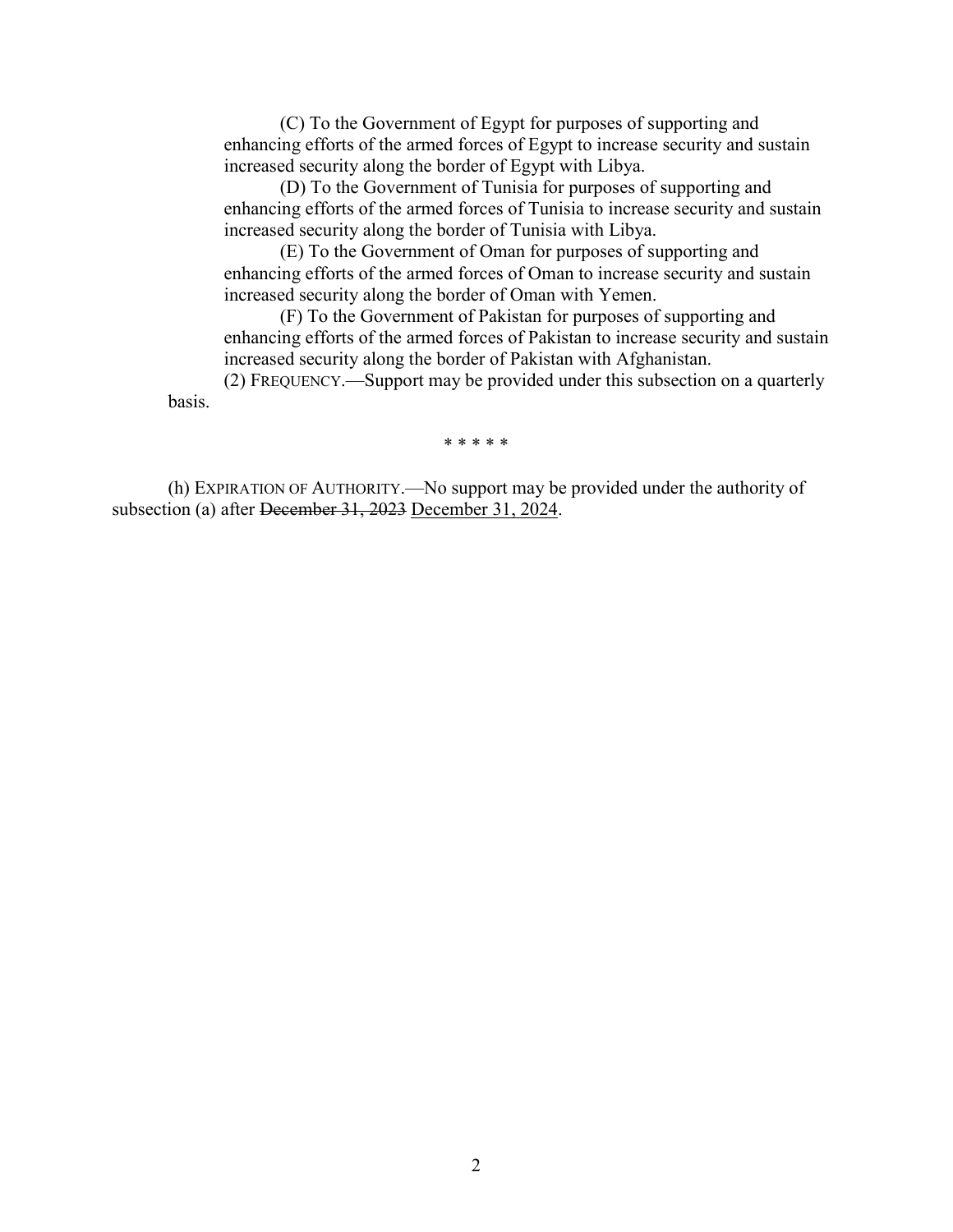(C) To the Government of Egypt for purposes of supporting and enhancing efforts of the armed forces of Egypt to increase security and sustain increased security along the border of Egypt with Libya.

(D) To the Government of Tunisia for purposes of supporting and enhancing efforts of the armed forces of Tunisia to increase security and sustain increased security along the border of Tunisia with Libya.

(E) To the Government of Oman for purposes of supporting and enhancing efforts of the armed forces of Oman to increase security and sustain increased security along the border of Oman with Yemen.

(F) To the Government of Pakistan for purposes of supporting and enhancing efforts of the armed forces of Pakistan to increase security and sustain increased security along the border of Pakistan with Afghanistan.

(2) FREQUENCY.—Support may be provided under this subsection on a quarterly basis.

\* \* \* \* \*

(h) EXPIRATION OF AUTHORITY.—No support may be provided under the authority of subsection (a) after ~~December 31, 2023~~ <u>December 31, 2024</u>.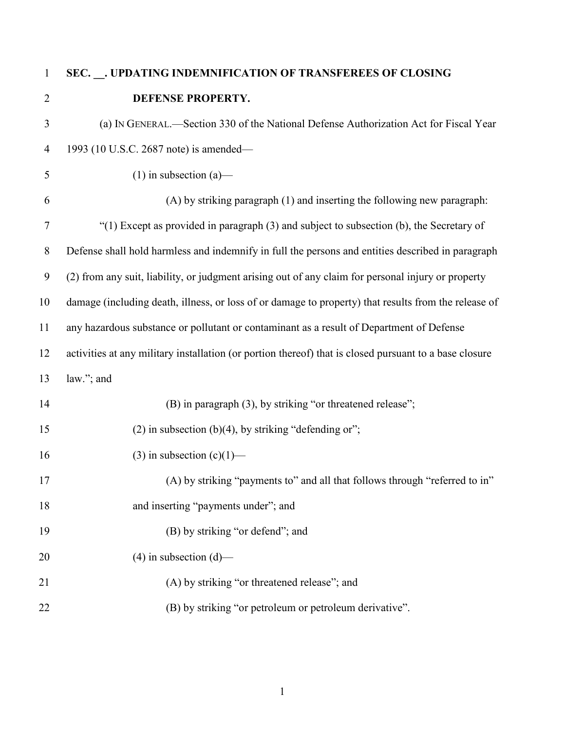**SEC. __. UPDATING INDEMNIFICATION OF TRANSFEREES OF CLOSING DEFENSE PROPERTY.**

(a) IN GENERAL.—Section 330 of the National Defense Authorization Act for Fiscal Year 1993 (10 U.S.C. 2687 note) is amended—

(1) in subsection (a)—

(A) by striking paragraph (1) and inserting the following new paragraph:

"(1) Except as provided in paragraph (3) and subject to subsection (b), the Secretary of Defense shall hold harmless and indemnify in full the persons and entities described in paragraph (2) from any suit, liability, or judgment arising out of any claim for personal injury or property damage (including death, illness, or loss of or damage to property) that results from the release of any hazardous substance or pollutant or contaminant as a result of Department of Defense activities at any military installation (or portion thereof) that is closed pursuant to a base closure law."; and

(B) in paragraph (3), by striking "or threatened release";

(2) in subsection (b)(4), by striking "defending or";

(3) in subsection (c)(1)—

(A) by striking "payments to" and all that follows through "referred to in" and inserting "payments under"; and

(B) by striking "or defend"; and

(4) in subsection (d)—

(A) by striking "or threatened release"; and

(B) by striking "or petroleum or petroleum derivative".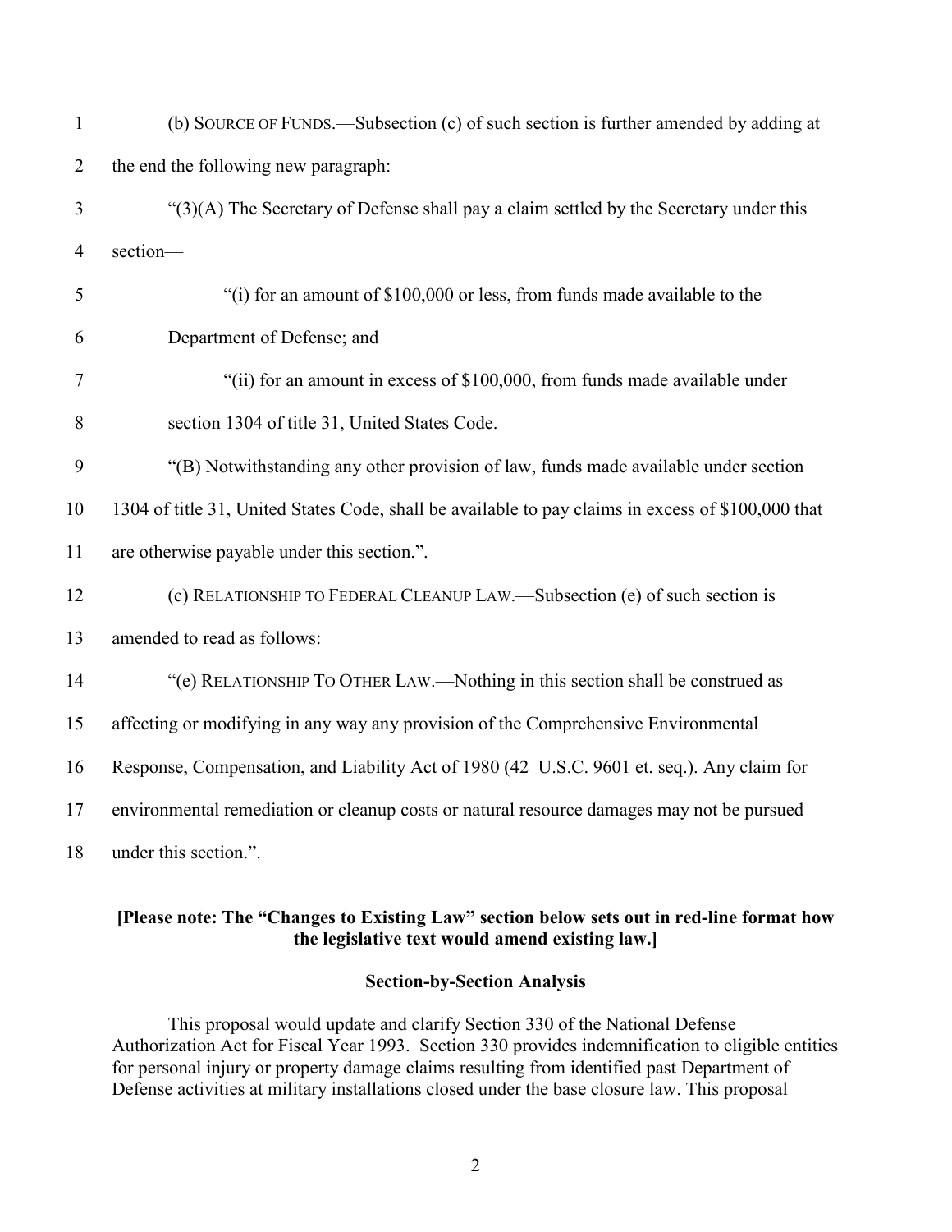(b) SOURCE OF FUNDS.—Subsection (c) of such section is further amended by adding at the end the following new paragraph:

"(3)(A) The Secretary of Defense shall pay a claim settled by the Secretary under this section—

"(i) for an amount of $100,000 or less, from funds made available to the Department of Defense; and

"(ii) for an amount in excess of $100,000, from funds made available under section 1304 of title 31, United States Code.

"(B) Notwithstanding any other provision of law, funds made available under section 1304 of title 31, United States Code, shall be available to pay claims in excess of $100,000 that are otherwise payable under this section.".

(c) RELATIONSHIP TO FEDERAL CLEANUP LAW.—Subsection (e) of such section is amended to read as follows:

"(e) RELATIONSHIP TO OTHER LAW.—Nothing in this section shall be construed as affecting or modifying in any way any provision of the Comprehensive Environmental Response, Compensation, and Liability Act of 1980 (42 U.S.C. 9601 et. seq.). Any claim for environmental remediation or cleanup costs or natural resource damages may not be pursued under this section.".

**[Please note: The "Changes to Existing Law" section below sets out in red-line format how the legislative text would amend existing law.]**

**Section-by-Section Analysis**

This proposal would update and clarify Section 330 of the National Defense Authorization Act for Fiscal Year 1993. Section 330 provides indemnification to eligible entities for personal injury or property damage claims resulting from identified past Department of Defense activities at military installations closed under the base closure law. This proposal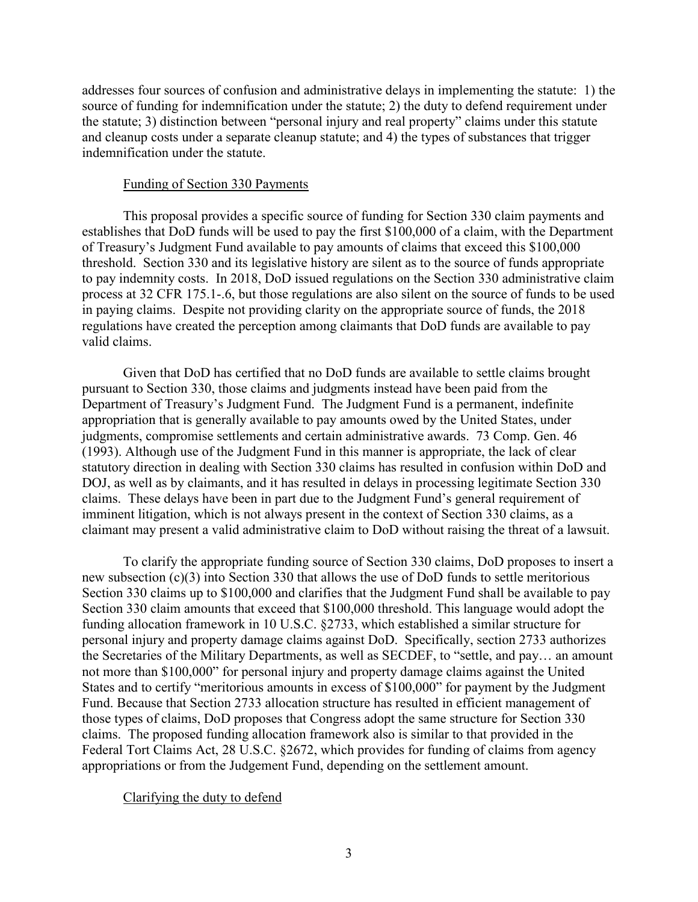addresses four sources of confusion and administrative delays in implementing the statute: 1) the source of funding for indemnification under the statute; 2) the duty to defend requirement under the statute; 3) distinction between "personal injury and real property" claims under this statute and cleanup costs under a separate cleanup statute; and 4) the types of substances that trigger indemnification under the statute.

<u>Funding of Section 330 Payments</u>

This proposal provides a specific source of funding for Section 330 claim payments and establishes that DoD funds will be used to pay the first $100,000 of a claim, with the Department of Treasury's Judgment Fund available to pay amounts of claims that exceed this $100,000 threshold. Section 330 and its legislative history are silent as to the source of funds appropriate to pay indemnity costs. In 2018, DoD issued regulations on the Section 330 administrative claim process at 32 CFR 175.1-.6, but those regulations are also silent on the source of funds to be used in paying claims. Despite not providing clarity on the appropriate source of funds, the 2018 regulations have created the perception among claimants that DoD funds are available to pay valid claims.

Given that DoD has certified that no DoD funds are available to settle claims brought pursuant to Section 330, those claims and judgments instead have been paid from the Department of Treasury's Judgment Fund. The Judgment Fund is a permanent, indefinite appropriation that is generally available to pay amounts owed by the United States, under judgments, compromise settlements and certain administrative awards. 73 Comp. Gen. 46 (1993). Although use of the Judgment Fund in this manner is appropriate, the lack of clear statutory direction in dealing with Section 330 claims has resulted in confusion within DoD and DOJ, as well as by claimants, and it has resulted in delays in processing legitimate Section 330 claims. These delays have been in part due to the Judgment Fund's general requirement of imminent litigation, which is not always present in the context of Section 330 claims, as a claimant may present a valid administrative claim to DoD without raising the threat of a lawsuit.

To clarify the appropriate funding source of Section 330 claims, DoD proposes to insert a new subsection (c)(3) into Section 330 that allows the use of DoD funds to settle meritorious Section 330 claims up to $100,000 and clarifies that the Judgment Fund shall be available to pay Section 330 claim amounts that exceed that $100,000 threshold. This language would adopt the funding allocation framework in 10 U.S.C. §2733, which established a similar structure for personal injury and property damage claims against DoD. Specifically, section 2733 authorizes the Secretaries of the Military Departments, as well as SECDEF, to "settle, and pay… an amount not more than $100,000" for personal injury and property damage claims against the United States and to certify "meritorious amounts in excess of $100,000" for payment by the Judgment Fund. Because that Section 2733 allocation structure has resulted in efficient management of those types of claims, DoD proposes that Congress adopt the same structure for Section 330 claims. The proposed funding allocation framework also is similar to that provided in the Federal Tort Claims Act, 28 U.S.C. §2672, which provides for funding of claims from agency appropriations or from the Judgement Fund, depending on the settlement amount.

<u>Clarifying the duty to defend</u>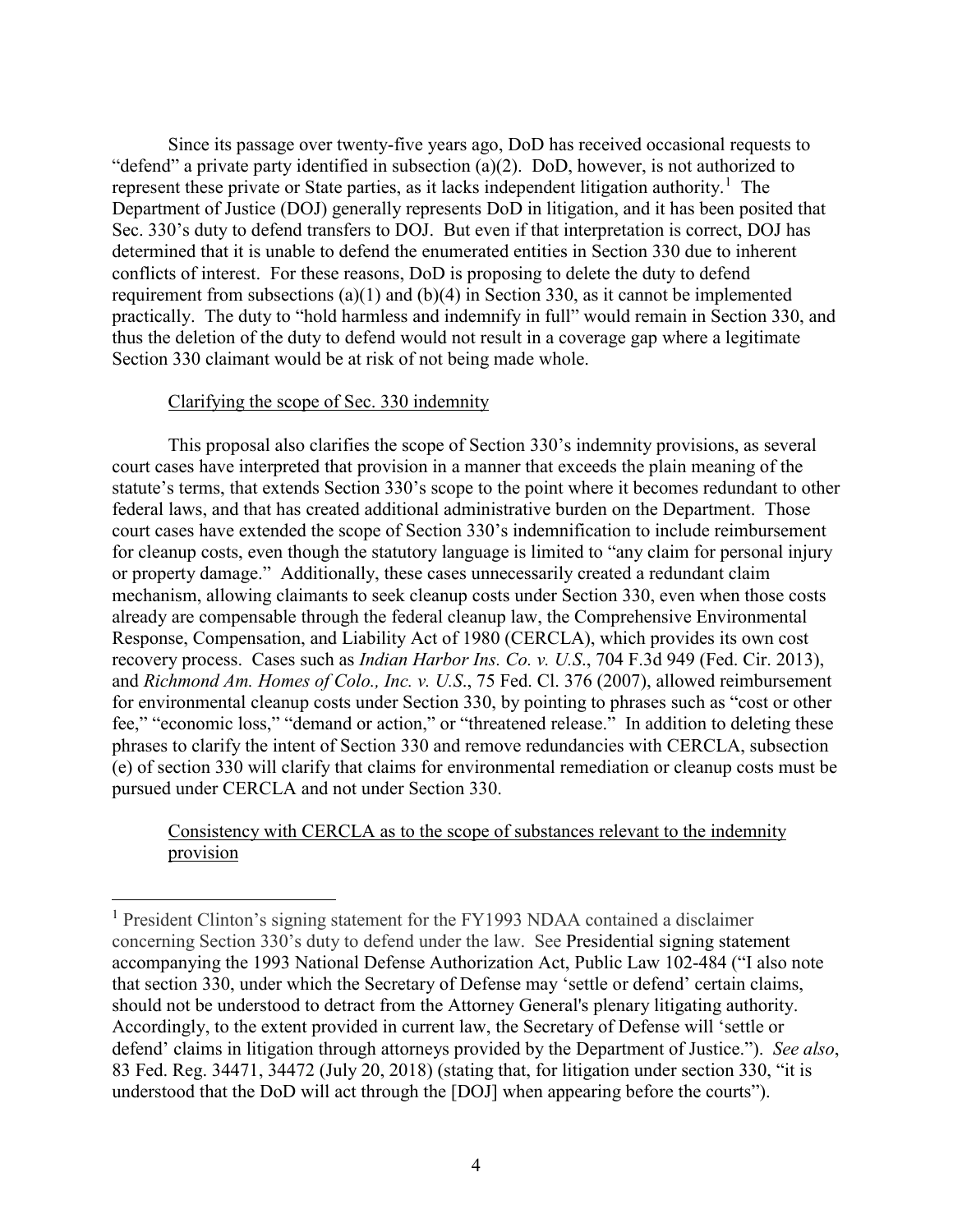Since its passage over twenty-five years ago, DoD has received occasional requests to "defend" a private party identified in subsection (a)(2). DoD, however, is not authorized to represent these private or State parties, as it lacks independent litigation authority.[1] The Department of Justice (DOJ) generally represents DoD in litigation, and it has been posited that Sec. 330's duty to defend transfers to DOJ. But even if that interpretation is correct, DOJ has determined that it is unable to defend the enumerated entities in Section 330 due to inherent conflicts of interest. For these reasons, DoD is proposing to delete the duty to defend requirement from subsections (a)(1) and (b)(4) in Section 330, as it cannot be implemented practically. The duty to "hold harmless and indemnify in full" would remain in Section 330, and thus the deletion of the duty to defend would not result in a coverage gap where a legitimate Section 330 claimant would be at risk of not being made whole.

Clarifying the scope of Sec. 330 indemnity

This proposal also clarifies the scope of Section 330's indemnity provisions, as several court cases have interpreted that provision in a manner that exceeds the plain meaning of the statute's terms, that extends Section 330's scope to the point where it becomes redundant to other federal laws, and that has created additional administrative burden on the Department. Those court cases have extended the scope of Section 330's indemnification to include reimbursement for cleanup costs, even though the statutory language is limited to "any claim for personal injury or property damage." Additionally, these cases unnecessarily created a redundant claim mechanism, allowing claimants to seek cleanup costs under Section 330, even when those costs already are compensable through the federal cleanup law, the Comprehensive Environmental Response, Compensation, and Liability Act of 1980 (CERCLA), which provides its own cost recovery process. Cases such as *Indian Harbor Ins. Co. v. U.S.*, 704 F.3d 949 (Fed. Cir. 2013), and *Richmond Am. Homes of Colo., Inc. v. U.S.*, 75 Fed. Cl. 376 (2007), allowed reimbursement for environmental cleanup costs under Section 330, by pointing to phrases such as "cost or other fee," "economic loss," "demand or action," or "threatened release." In addition to deleting these phrases to clarify the intent of Section 330 and remove redundancies with CERCLA, subsection (e) of section 330 will clarify that claims for environmental remediation or cleanup costs must be pursued under CERCLA and not under Section 330.

Consistency with CERCLA as to the scope of substances relevant to the indemnity provision

---

[1] President Clinton's signing statement for the FY1993 NDAA contained a disclaimer concerning Section 330's duty to defend under the law. See Presidential signing statement accompanying the 1993 National Defense Authorization Act, Public Law 102-484 ("I also note that section 330, under which the Secretary of Defense may 'settle or defend' certain claims, should not be understood to detract from the Attorney General's plenary litigating authority. Accordingly, to the extent provided in current law, the Secretary of Defense will 'settle or defend' claims in litigation through attorneys provided by the Department of Justice."). *See also*, 83 Fed. Reg. 34471, 34472 (July 20, 2018) (stating that, for litigation under section 330, "it is understood that the DoD will act through the [DOJ] when appearing before the courts").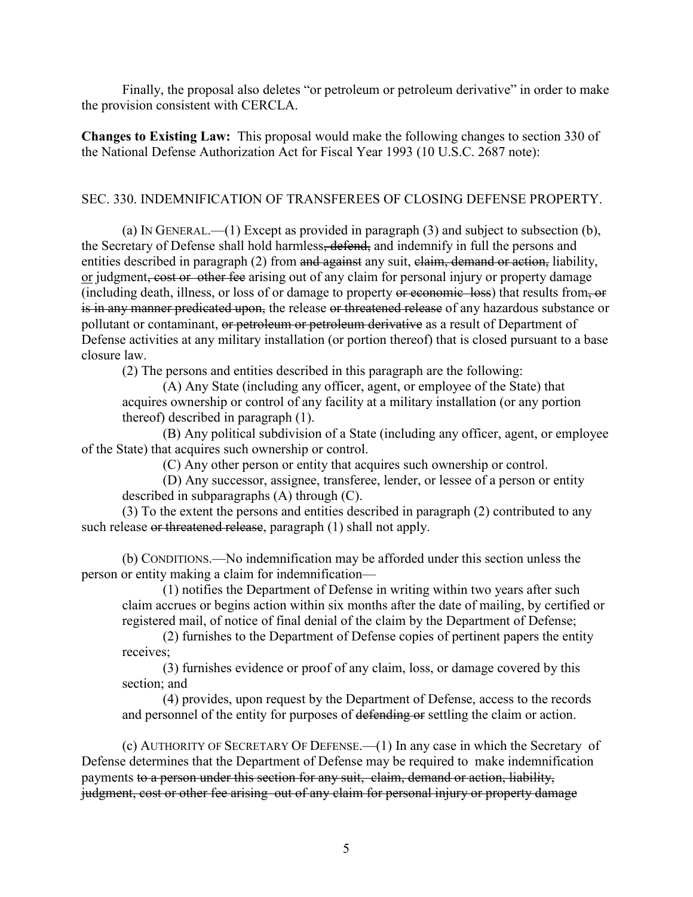Finally, the proposal also deletes "or petroleum or petroleum derivative" in order to make the provision consistent with CERCLA.

**Changes to Existing Law:** This proposal would make the following changes to section 330 of the National Defense Authorization Act for Fiscal Year 1993 (10 U.S.C. 2687 note):

SEC. 330. INDEMNIFICATION OF TRANSFEREES OF CLOSING DEFENSE PROPERTY.

(a) IN GENERAL.—(1) Except as provided in paragraph (3) and subject to subsection (b), the Secretary of Defense shall hold harmless~~, defend,~~ and indemnify in full the persons and entities described in paragraph (2) from ~~and against~~ any suit, ~~claim, demand or action,~~ liability, or judgment~~, cost or other fee~~ arising out of any claim for personal injury or property damage (including death, illness, or loss of or damage to property ~~or economic loss~~) that results from~~, or is in any manner predicated upon,~~ the release ~~or threatened release~~ of any hazardous substance or pollutant or contaminant, ~~or petroleum or petroleum derivative~~ as a result of Department of Defense activities at any military installation (or portion thereof) that is closed pursuant to a base closure law.

(2) The persons and entities described in this paragraph are the following:

(A) Any State (including any officer, agent, or employee of the State) that acquires ownership or control of any facility at a military installation (or any portion thereof) described in paragraph (1).

(B) Any political subdivision of a State (including any officer, agent, or employee of the State) that acquires such ownership or control.

(C) Any other person or entity that acquires such ownership or control.

(D) Any successor, assignee, transferee, lender, or lessee of a person or entity described in subparagraphs (A) through (C).

(3) To the extent the persons and entities described in paragraph (2) contributed to any such release ~~or threatened release~~, paragraph (1) shall not apply.

(b) CONDITIONS.—No indemnification may be afforded under this section unless the person or entity making a claim for indemnification—

(1) notifies the Department of Defense in writing within two years after such claim accrues or begins action within six months after the date of mailing, by certified or registered mail, of notice of final denial of the claim by the Department of Defense;

(2) furnishes to the Department of Defense copies of pertinent papers the entity receives;

(3) furnishes evidence or proof of any claim, loss, or damage covered by this section; and

(4) provides, upon request by the Department of Defense, access to the records and personnel of the entity for purposes of ~~defending or~~ settling the claim or action.

(c) AUTHORITY OF SECRETARY OF DEFENSE.—(1) In any case in which the Secretary of Defense determines that the Department of Defense may be required to make indemnification payments ~~to a person under this section for any suit, claim, demand or action, liability, judgment, cost or other fee arising out of any claim for personal injury or property damage~~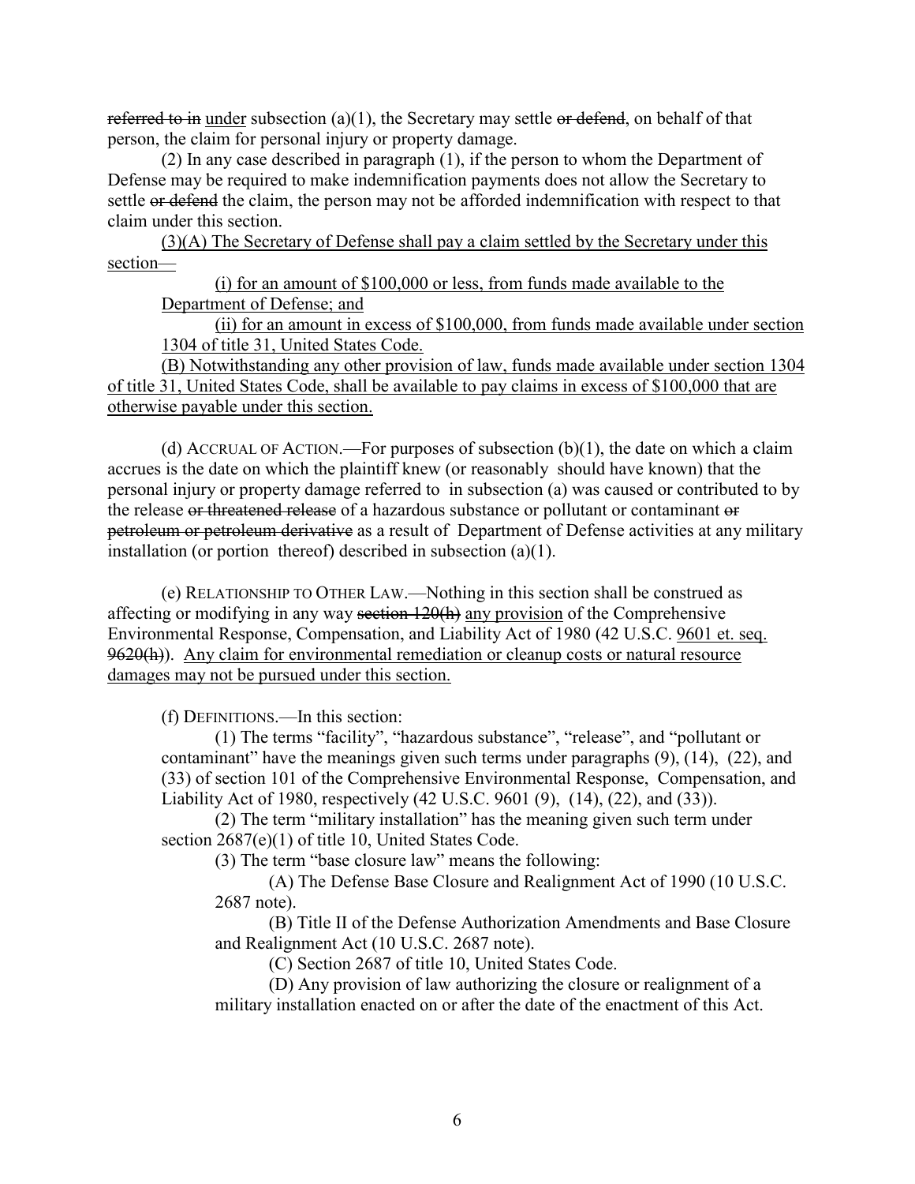~~referred to in~~ under subsection (a)(1), the Secretary may settle ~~or defend~~, on behalf of that person, the claim for personal injury or property damage.

(2) In any case described in paragraph (1), if the person to whom the Department of Defense may be required to make indemnification payments does not allow the Secretary to settle ~~or defend~~ the claim, the person may not be afforded indemnification with respect to that claim under this section.

<u>(3)(A) The Secretary of Defense shall pay a claim settled by the Secretary under this section—</u>

<u>(i) for an amount of $100,000 or less, from funds made available to the Department of Defense; and</u>

<u>(ii) for an amount in excess of $100,000, from funds made available under section 1304 of title 31, United States Code.</u>

<u>(B) Notwithstanding any other provision of law, funds made available under section 1304 of title 31, United States Code, shall be available to pay claims in excess of $100,000 that are otherwise payable under this section.</u>

(d) ACCRUAL OF ACTION.—For purposes of subsection (b)(1), the date on which a claim accrues is the date on which the plaintiff knew (or reasonably should have known) that the personal injury or property damage referred to in subsection (a) was caused or contributed to by the release ~~or threatened release~~ of a hazardous substance or pollutant or contaminant ~~or petroleum or petroleum derivative~~ as a result of Department of Defense activities at any military installation (or portion thereof) described in subsection (a)(1).

(e) RELATIONSHIP TO OTHER LAW.—Nothing in this section shall be construed as affecting or modifying in any way ~~section 120(h)~~ <u>any provision</u> of the Comprehensive Environmental Response, Compensation, and Liability Act of 1980 (42 U.S.C. <u>9601 et. seq.</u> ~~9620(h)~~). <u>Any claim for environmental remediation or cleanup costs or natural resource damages may not be pursued under this section.</u>

(f) DEFINITIONS.—In this section:

(1) The terms "facility", "hazardous substance", "release", and "pollutant or contaminant" have the meanings given such terms under paragraphs (9), (14), (22), and (33) of section 101 of the Comprehensive Environmental Response, Compensation, and Liability Act of 1980, respectively (42 U.S.C. 9601 (9), (14), (22), and (33)).

(2) The term "military installation" has the meaning given such term under section 2687(e)(1) of title 10, United States Code.

(3) The term "base closure law" means the following:

(A) The Defense Base Closure and Realignment Act of 1990 (10 U.S.C. 2687 note).

(B) Title II of the Defense Authorization Amendments and Base Closure and Realignment Act (10 U.S.C. 2687 note).

(C) Section 2687 of title 10, United States Code.

(D) Any provision of law authorizing the closure or realignment of a military installation enacted on or after the date of the enactment of this Act.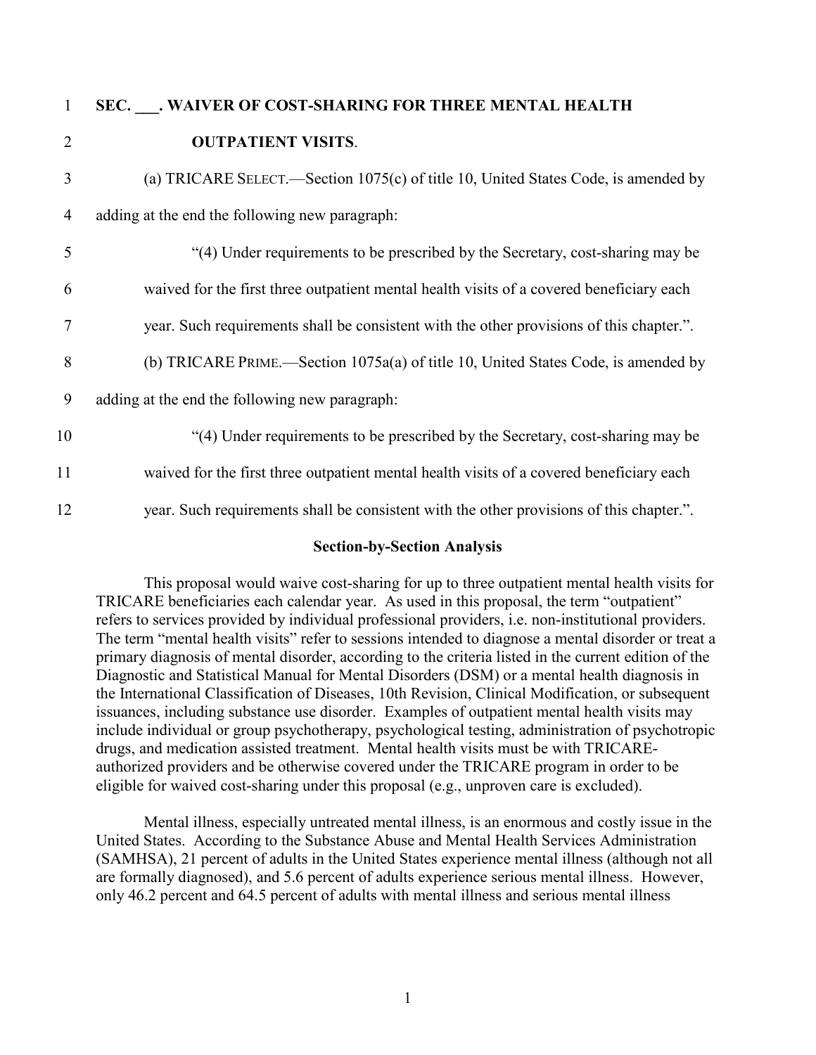**SEC. ___. WAIVER OF COST-SHARING FOR THREE MENTAL HEALTH OUTPATIENT VISITS.**

(a) TRICARE SELECT.—Section 1075(c) of title 10, United States Code, is amended by adding at the end the following new paragraph:

"(4) Under requirements to be prescribed by the Secretary, cost-sharing may be waived for the first three outpatient mental health visits of a covered beneficiary each year. Such requirements shall be consistent with the other provisions of this chapter.".

(b) TRICARE PRIME.—Section 1075a(a) of title 10, United States Code, is amended by adding at the end the following new paragraph:

"(4) Under requirements to be prescribed by the Secretary, cost-sharing may be waived for the first three outpatient mental health visits of a covered beneficiary each year. Such requirements shall be consistent with the other provisions of this chapter.".

**Section-by-Section Analysis**

This proposal would waive cost-sharing for up to three outpatient mental health visits for TRICARE beneficiaries each calendar year. As used in this proposal, the term "outpatient" refers to services provided by individual professional providers, i.e. non-institutional providers. The term "mental health visits" refer to sessions intended to diagnose a mental disorder or treat a primary diagnosis of mental disorder, according to the criteria listed in the current edition of the Diagnostic and Statistical Manual for Mental Disorders (DSM) or a mental health diagnosis in the International Classification of Diseases, 10th Revision, Clinical Modification, or subsequent issuances, including substance use disorder. Examples of outpatient mental health visits may include individual or group psychotherapy, psychological testing, administration of psychotropic drugs, and medication assisted treatment. Mental health visits must be with TRICARE-authorized providers and be otherwise covered under the TRICARE program in order to be eligible for waived cost-sharing under this proposal (e.g., unproven care is excluded).

Mental illness, especially untreated mental illness, is an enormous and costly issue in the United States. According to the Substance Abuse and Mental Health Services Administration (SAMHSA), 21 percent of adults in the United States experience mental illness (although not all are formally diagnosed), and 5.6 percent of adults experience serious mental illness. However, only 46.2 percent and 64.5 percent of adults with mental illness and serious mental illness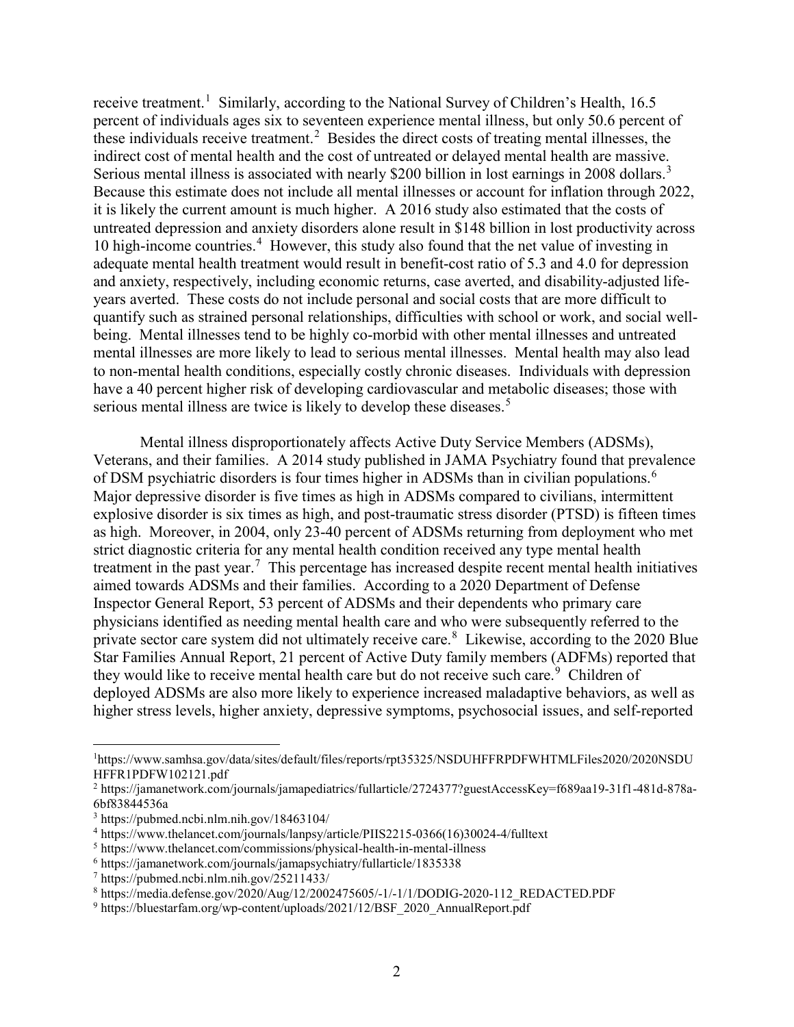receive treatment.[1] Similarly, according to the National Survey of Children's Health, 16.5 percent of individuals ages six to seventeen experience mental illness, but only 50.6 percent of these individuals receive treatment.[2] Besides the direct costs of treating mental illnesses, the indirect cost of mental health and the cost of untreated or delayed mental health are massive. Serious mental illness is associated with nearly $200 billion in lost earnings in 2008 dollars.[3] Because this estimate does not include all mental illnesses or account for inflation through 2022, it is likely the current amount is much higher. A 2016 study also estimated that the costs of untreated depression and anxiety disorders alone result in $148 billion in lost productivity across 10 high-income countries.[4] However, this study also found that the net value of investing in adequate mental health treatment would result in benefit-cost ratio of 5.3 and 4.0 for depression and anxiety, respectively, including economic returns, case averted, and disability-adjusted life-years averted. These costs do not include personal and social costs that are more difficult to quantify such as strained personal relationships, difficulties with school or work, and social well-being. Mental illnesses tend to be highly co-morbid with other mental illnesses and untreated mental illnesses are more likely to lead to serious mental illnesses. Mental health may also lead to non-mental health conditions, especially costly chronic diseases. Individuals with depression have a 40 percent higher risk of developing cardiovascular and metabolic diseases; those with serious mental illness are twice is likely to develop these diseases.[5]

Mental illness disproportionately affects Active Duty Service Members (ADSMs), Veterans, and their families. A 2014 study published in JAMA Psychiatry found that prevalence of DSM psychiatric disorders is four times higher in ADSMs than in civilian populations.[6] Major depressive disorder is five times as high in ADSMs compared to civilians, intermittent explosive disorder is six times as high, and post-traumatic stress disorder (PTSD) is fifteen times as high. Moreover, in 2004, only 23-40 percent of ADSMs returning from deployment who met strict diagnostic criteria for any mental health condition received any type mental health treatment in the past year.[7] This percentage has increased despite recent mental health initiatives aimed towards ADSMs and their families. According to a 2020 Department of Defense Inspector General Report, 53 percent of ADSMs and their dependents who primary care physicians identified as needing mental health care and who were subsequently referred to the private sector care system did not ultimately receive care.[8] Likewise, according to the 2020 Blue Star Families Annual Report, 21 percent of Active Duty family members (ADFMs) reported that they would like to receive mental health care but do not receive such care.[9] Children of deployed ADSMs are also more likely to experience increased maladaptive behaviors, as well as higher stress levels, higher anxiety, depressive symptoms, psychosocial issues, and self-reported

---

[1] https://www.samhsa.gov/data/sites/default/files/reports/rpt35325/NSDUHFFRPDFWHTMLFiles2020/2020NSDUHFFR1PDFW102121.pdf

[2] https://jamanetwork.com/journals/jamapediatrics/fullarticle/2724377?guestAccessKey=f689aa19-31f1-481d-878a-6bf83844536a

[3] https://pubmed.ncbi.nlm.nih.gov/18463104/

[4] https://www.thelancet.com/journals/lanpsy/article/PIIS2215-0366(16)30024-4/fulltext

[5] https://www.thelancet.com/commissions/physical-health-in-mental-illness

[6] https://jamanetwork.com/journals/jamapsychiatry/fullarticle/1835338

[7] https://pubmed.ncbi.nlm.nih.gov/25211433/

[8] https://media.defense.gov/2020/Aug/12/2002475605/-1/-1/1/DODIG-2020-112_REDACTED.PDF

[9] https://bluestarfam.org/wp-content/uploads/2021/12/BSF_2020_AnnualReport.pdf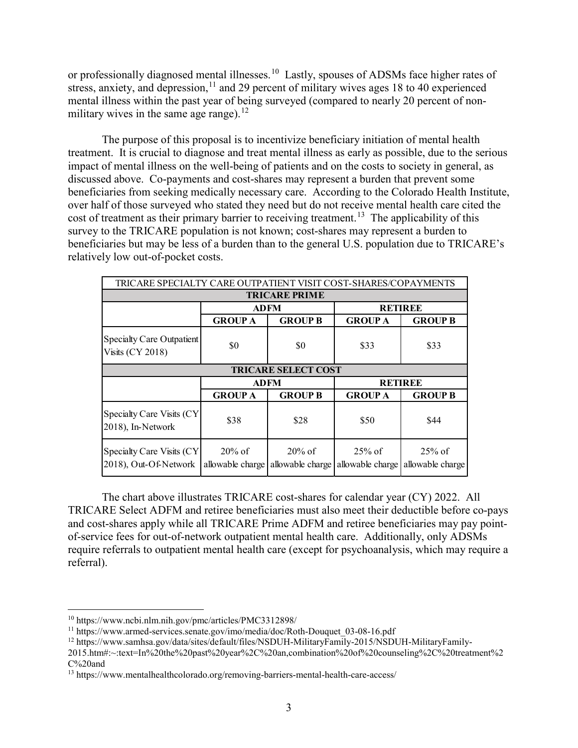or professionally diagnosed mental illnesses.[10] Lastly, spouses of ADSMs face higher rates of stress, anxiety, and depression,[11] and 29 percent of military wives ages 18 to 40 experienced mental illness within the past year of being surveyed (compared to nearly 20 percent of non-military wives in the same age range).[12]

The purpose of this proposal is to incentivize beneficiary initiation of mental health treatment. It is crucial to diagnose and treat mental illness as early as possible, due to the serious impact of mental illness on the well-being of patients and on the costs to society in general, as discussed above. Co-payments and cost-shares may represent a burden that prevent some beneficiaries from seeking medically necessary care. According to the Colorado Health Institute, over half of those surveyed who stated they need but do not receive mental health care cited the cost of treatment as their primary barrier to receiving treatment.[13] The applicability of this survey to the TRICARE population is not known; cost-shares may represent a burden to beneficiaries but may be less of a burden than to the general U.S. population due to TRICARE's relatively low out-of-pocket costs.

| TRICARE SPECIALTY CARE OUTPATIENT VISIT COST-SHARES/COPAYMENTS | | | | |
|---|---|---|---|---|
| **TRICARE PRIME** | | | | |
| | **ADFM** | | **RETIREE** | |
| | **GROUP A** | **GROUP B** | **GROUP A** | **GROUP B** |
| Specialty Care Outpatient Visits (CY 2018) | $0 | $0 | $33 | $33 |
| **TRICARE SELECT COST** | | | | |
| | **ADFM** | | **RETIREE** | |
| | **GROUP A** | **GROUP B** | **GROUP A** | **GROUP B** |
| Specialty Care Visits (CY 2018), In-Network | $38 | $28 | $50 | $44 |
| Specialty Care Visits (CY 2018), Out-Of-Network | 20% of allowable charge | 20% of allowable charge | 25% of allowable charge | 25% of allowable charge |

The chart above illustrates TRICARE cost-shares for calendar year (CY) 2022. All TRICARE Select ADFM and retiree beneficiaries must also meet their deductible before co-pays and cost-shares apply while all TRICARE Prime ADFM and retiree beneficiaries may pay point-of-service fees for out-of-network outpatient mental health care. Additionally, only ADSMs require referrals to outpatient mental health care (except for psychoanalysis, which may require a referral).

---

[10] https://www.ncbi.nlm.nih.gov/pmc/articles/PMC3312898/

[11] https://www.armed-services.senate.gov/imo/media/doc/Roth-Douquet_03-08-16.pdf

[12] https://www.samhsa.gov/data/sites/default/files/NSDUH-MilitaryFamily-2015/NSDUH-MilitaryFamily-2015.htm#:~:text=In%20the%20past%20year%2C%20an,combination%20of%20counseling%2C%20treatment%2C%20and

[13] https://www.mentalhealthcolorado.org/removing-barriers-mental-health-care-access/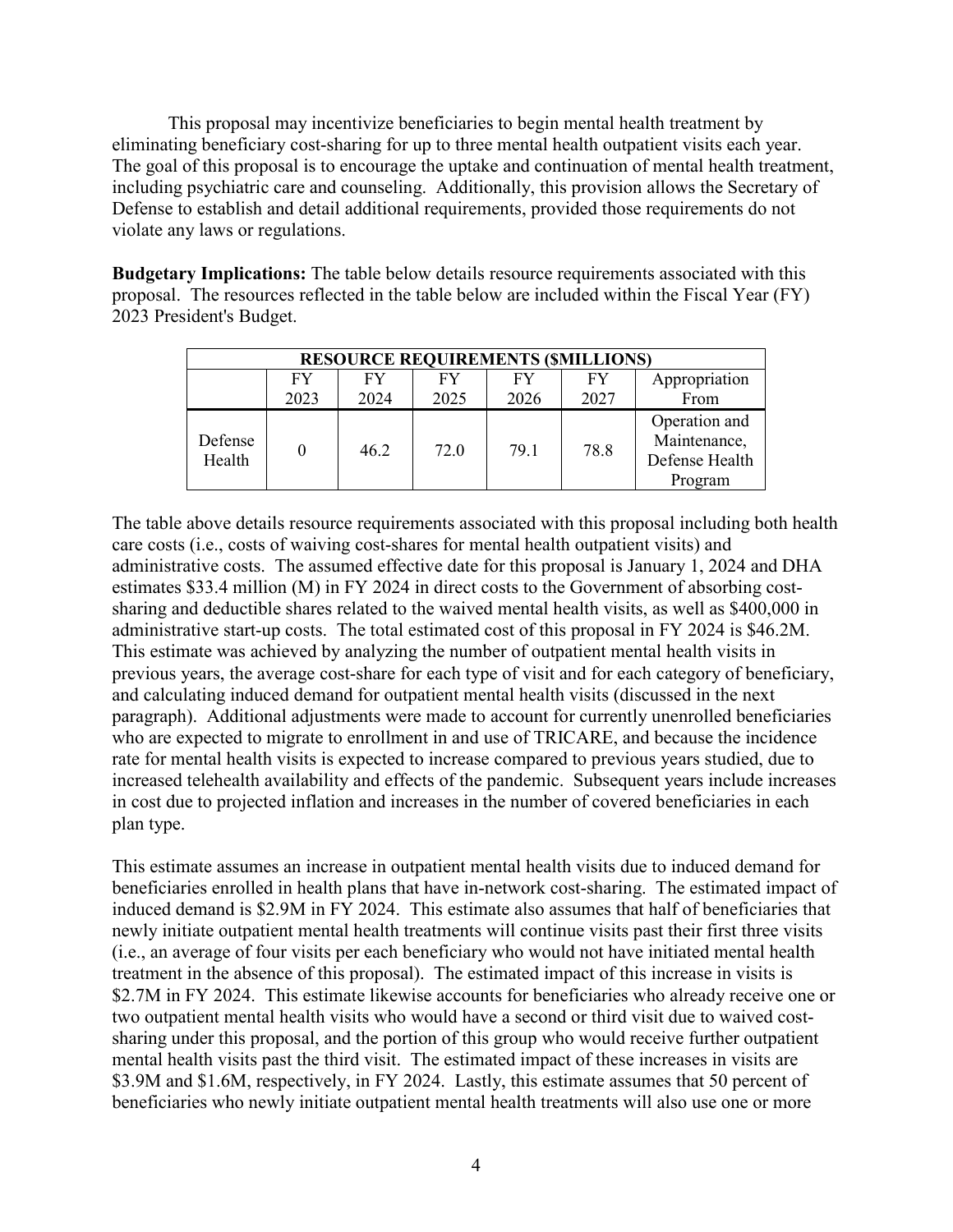This proposal may incentivize beneficiaries to begin mental health treatment by eliminating beneficiary cost-sharing for up to three mental health outpatient visits each year. The goal of this proposal is to encourage the uptake and continuation of mental health treatment, including psychiatric care and counseling. Additionally, this provision allows the Secretary of Defense to establish and detail additional requirements, provided those requirements do not violate any laws or regulations.

**Budgetary Implications:** The table below details resource requirements associated with this proposal. The resources reflected in the table below are included within the Fiscal Year (FY) 2023 President's Budget.

| RESOURCE REQUIREMENTS ($MILLIONS) | | | | | | |
|---|---|---|---|---|---|---|
| | FY 2023 | FY 2024 | FY 2025 | FY 2026 | FY 2027 | Appropriation From |
| Defense Health | 0 | 46.2 | 72.0 | 79.1 | 78.8 | Operation and Maintenance, Defense Health Program |

The table above details resource requirements associated with this proposal including both health care costs (i.e., costs of waiving cost-shares for mental health outpatient visits) and administrative costs. The assumed effective date for this proposal is January 1, 2024 and DHA estimates $33.4 million (M) in FY 2024 in direct costs to the Government of absorbing cost-sharing and deductible shares related to the waived mental health visits, as well as $400,000 in administrative start-up costs. The total estimated cost of this proposal in FY 2024 is $46.2M. This estimate was achieved by analyzing the number of outpatient mental health visits in previous years, the average cost-share for each type of visit and for each category of beneficiary, and calculating induced demand for outpatient mental health visits (discussed in the next paragraph). Additional adjustments were made to account for currently unenrolled beneficiaries who are expected to migrate to enrollment in and use of TRICARE, and because the incidence rate for mental health visits is expected to increase compared to previous years studied, due to increased telehealth availability and effects of the pandemic. Subsequent years include increases in cost due to projected inflation and increases in the number of covered beneficiaries in each plan type.

This estimate assumes an increase in outpatient mental health visits due to induced demand for beneficiaries enrolled in health plans that have in-network cost-sharing. The estimated impact of induced demand is $2.9M in FY 2024. This estimate also assumes that half of beneficiaries that newly initiate outpatient mental health treatments will continue visits past their first three visits (i.e., an average of four visits per each beneficiary who would not have initiated mental health treatment in the absence of this proposal). The estimated impact of this increase in visits is $2.7M in FY 2024. This estimate likewise accounts for beneficiaries who already receive one or two outpatient mental health visits who would have a second or third visit due to waived cost-sharing under this proposal, and the portion of this group who would receive further outpatient mental health visits past the third visit. The estimated impact of these increases in visits are $3.9M and $1.6M, respectively, in FY 2024. Lastly, this estimate assumes that 50 percent of beneficiaries who newly initiate outpatient mental health treatments will also use one or more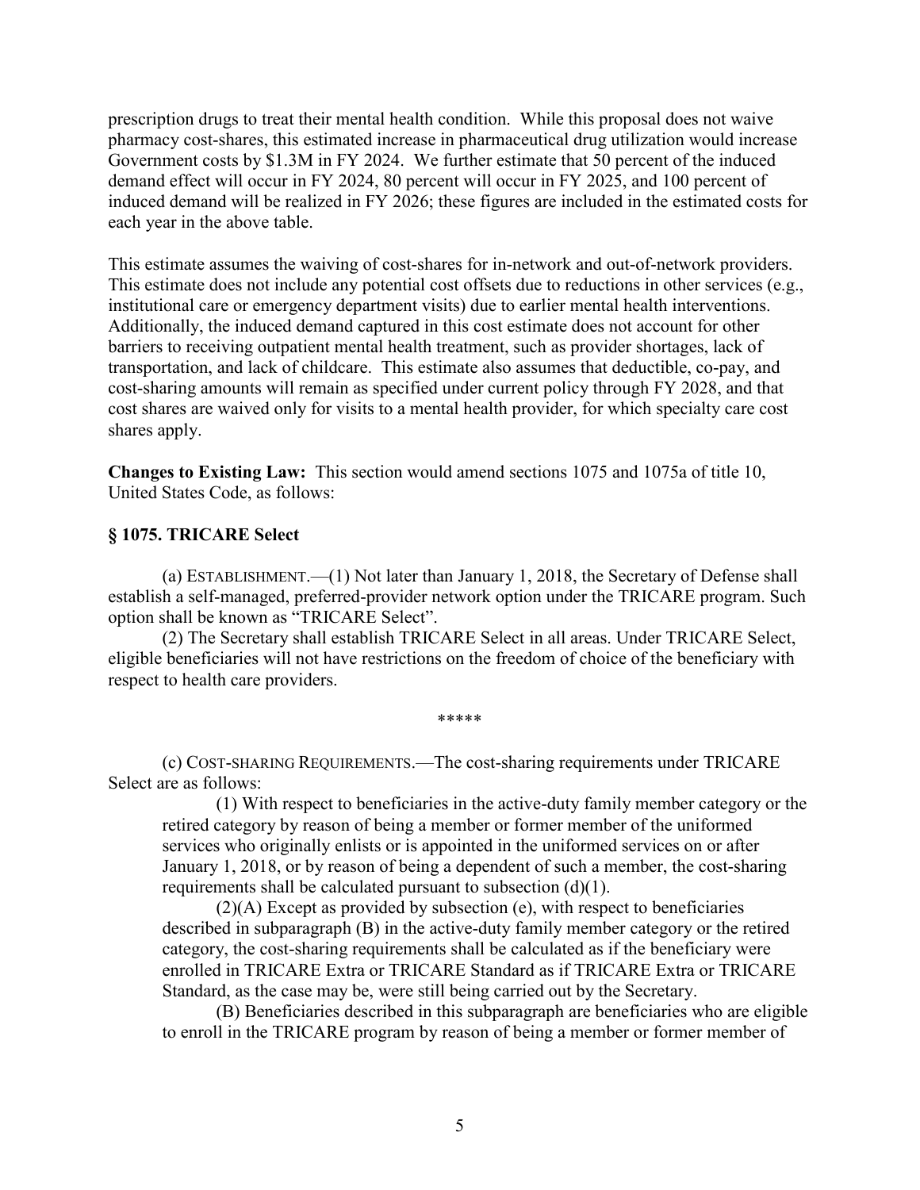prescription drugs to treat their mental health condition. While this proposal does not waive pharmacy cost-shares, this estimated increase in pharmaceutical drug utilization would increase Government costs by $1.3M in FY 2024. We further estimate that 50 percent of the induced demand effect will occur in FY 2024, 80 percent will occur in FY 2025, and 100 percent of induced demand will be realized in FY 2026; these figures are included in the estimated costs for each year in the above table.

This estimate assumes the waiving of cost-shares for in-network and out-of-network providers. This estimate does not include any potential cost offsets due to reductions in other services (e.g., institutional care or emergency department visits) due to earlier mental health interventions. Additionally, the induced demand captured in this cost estimate does not account for other barriers to receiving outpatient mental health treatment, such as provider shortages, lack of transportation, and lack of childcare. This estimate also assumes that deductible, co-pay, and cost-sharing amounts will remain as specified under current policy through FY 2028, and that cost shares are waived only for visits to a mental health provider, for which specialty care cost shares apply.

**Changes to Existing Law:** This section would amend sections 1075 and 1075a of title 10, United States Code, as follows:

### § 1075. TRICARE Select

(a) ESTABLISHMENT.—(1) Not later than January 1, 2018, the Secretary of Defense shall establish a self-managed, preferred-provider network option under the TRICARE program. Such option shall be known as "TRICARE Select".

(2) The Secretary shall establish TRICARE Select in all areas. Under TRICARE Select, eligible beneficiaries will not have restrictions on the freedom of choice of the beneficiary with respect to health care providers.

*****

(c) COST-SHARING REQUIREMENTS.—The cost-sharing requirements under TRICARE Select are as follows:

(1) With respect to beneficiaries in the active-duty family member category or the retired category by reason of being a member or former member of the uniformed services who originally enlists or is appointed in the uniformed services on or after January 1, 2018, or by reason of being a dependent of such a member, the cost-sharing requirements shall be calculated pursuant to subsection (d)(1).

(2)(A) Except as provided by subsection (e), with respect to beneficiaries described in subparagraph (B) in the active-duty family member category or the retired category, the cost-sharing requirements shall be calculated as if the beneficiary were enrolled in TRICARE Extra or TRICARE Standard as if TRICARE Extra or TRICARE Standard, as the case may be, were still being carried out by the Secretary.

(B) Beneficiaries described in this subparagraph are beneficiaries who are eligible to enroll in the TRICARE program by reason of being a member or former member of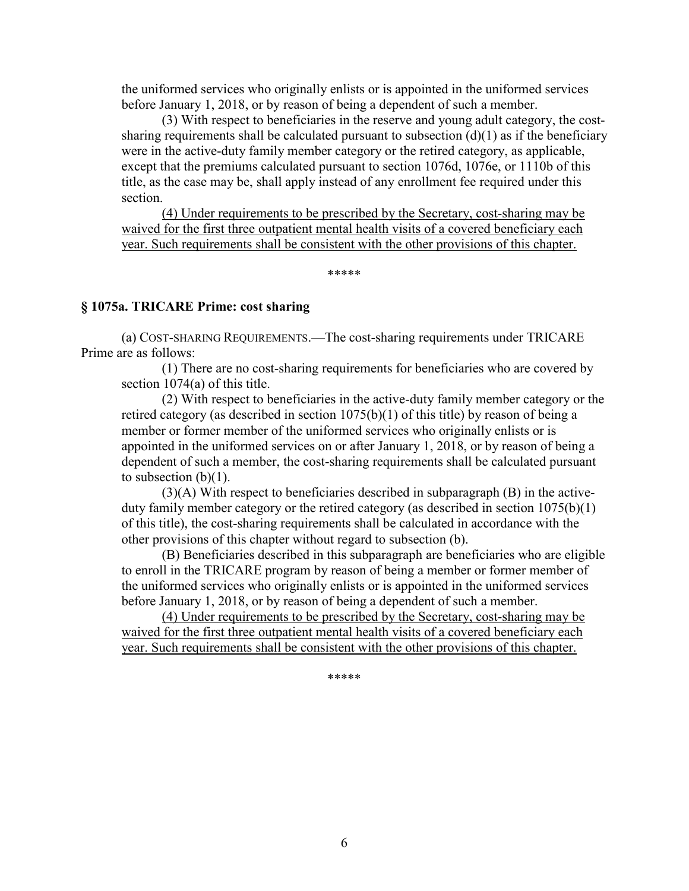the uniformed services who originally enlists or is appointed in the uniformed services before January 1, 2018, or by reason of being a dependent of such a member.

(3) With respect to beneficiaries in the reserve and young adult category, the cost-sharing requirements shall be calculated pursuant to subsection (d)(1) as if the beneficiary were in the active-duty family member category or the retired category, as applicable, except that the premiums calculated pursuant to section 1076d, 1076e, or 1110b of this title, as the case may be, shall apply instead of any enrollment fee required under this section.

<u>(4) Under requirements to be prescribed by the Secretary, cost-sharing may be waived for the first three outpatient mental health visits of a covered beneficiary each year. Such requirements shall be consistent with the other provisions of this chapter.</u>

*****

### § 1075a. TRICARE Prime: cost sharing

(a) COST-SHARING REQUIREMENTS.—The cost-sharing requirements under TRICARE Prime are as follows:

(1) There are no cost-sharing requirements for beneficiaries who are covered by section 1074(a) of this title.

(2) With respect to beneficiaries in the active-duty family member category or the retired category (as described in section 1075(b)(1) of this title) by reason of being a member or former member of the uniformed services who originally enlists or is appointed in the uniformed services on or after January 1, 2018, or by reason of being a dependent of such a member, the cost-sharing requirements shall be calculated pursuant to subsection (b)(1).

(3)(A) With respect to beneficiaries described in subparagraph (B) in the active-duty family member category or the retired category (as described in section 1075(b)(1) of this title), the cost-sharing requirements shall be calculated in accordance with the other provisions of this chapter without regard to subsection (b).

(B) Beneficiaries described in this subparagraph are beneficiaries who are eligible to enroll in the TRICARE program by reason of being a member or former member of the uniformed services who originally enlists or is appointed in the uniformed services before January 1, 2018, or by reason of being a dependent of such a member.

<u>(4) Under requirements to be prescribed by the Secretary, cost-sharing may be waived for the first three outpatient mental health visits of a covered beneficiary each year. Such requirements shall be consistent with the other provisions of this chapter.</u>

*****